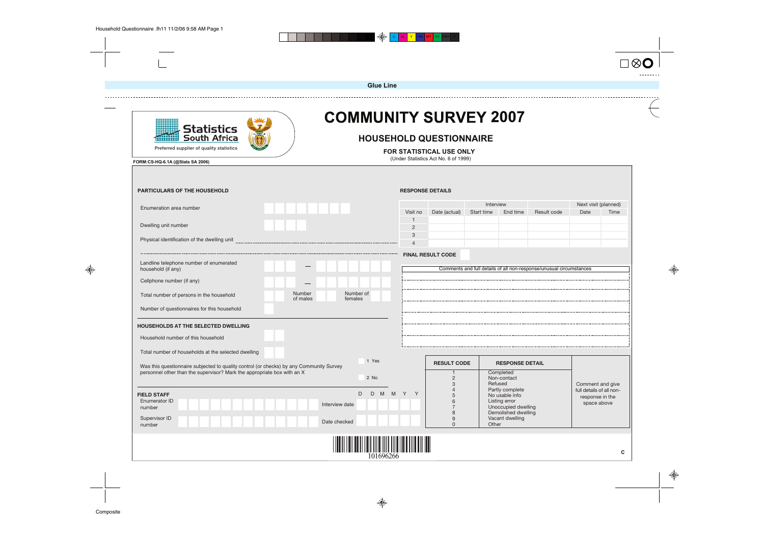Glue Line

Statistics South Africa

Preferred supplier of quality statistics

FORM:CS-HQ-6.1A (@Stats SA 2006)

# COMMUNITY SURVEY 2007

## HOUSEHOLD QUESTIONNAIRE

**FOR STATISTICAL USE ONLY**

(Under Statistics Act No. 6 of 1999)

### PARTICULARS OF THE HOUSEHOLD

Enumeration area number

Dwelling unit number

Physical identification of the dwelling unit ............................................................

Landline telephone number of enumerated household (if any) —

Cellphone number (if any) —

Total number of persons in the household | Number of males | Number of females

Number of questionnaires for this household

### HOUSEHOLDS AT THE SELECTED DWELLING

Household number of this household

Total number of households at the selected dwelling

Was this questionnaire subjected to quality control (or checks) by any Community Survey personnel other than the supervisor? Mark the appropriate box with an X

1 Yes

2 No

### FIELD STAFF

Enumerator ID number

Supervisor ID number

Interview date D D M M Y Y

Date checked

### RESPONSE DETAILS

| | Interview | | | | Next visit (planned) | |
|---|---|---|---|---|---|---|
| Visit no | Date (actual) | Start time | End time | Result code | Date | Time |
| 1 | | | | | | |
| 2 | | | | | | |
| 3 | | | | | | |
| 4 | | | | | | |

**FINAL RESULT CODE**

Comments and full details of all non-response/unusual circumstances

| RESULT CODE | RESPONSE DETAIL | |
|---|---|---|
| 1 | Completed | Comment and give full details of all non-response in the space above |
| 2 | Non-contact | |
| 3 | Refused | |
| 4 | Partly complete | |
| 5 | No usable info | |
| 6 | Listing error | |
| 7 | Unoccupied dwelling | |
| 8 | Demolished dwelling | |
| 9 | Vacant dwelling | |
| 0 | Other | |

101696266

C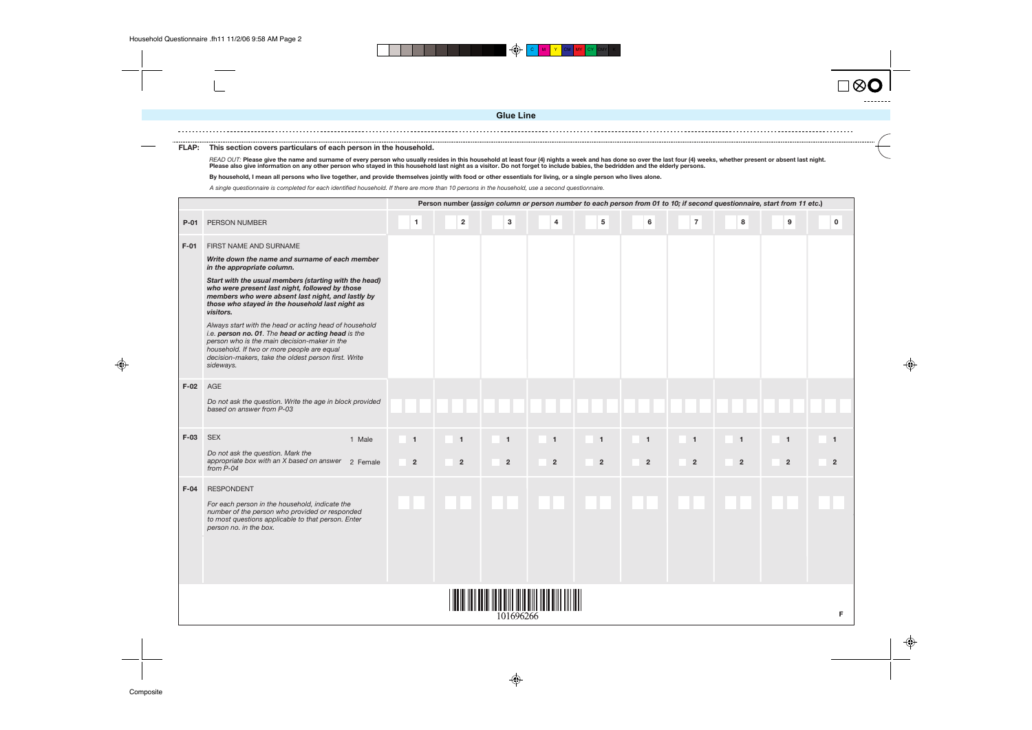**Glue Line**

**FLAP: This section covers particulars of each person in the household.**

*READ OUT:* **Please give the name and surname of every person who usually resides in this household at least four (4) nights a week and has done so over the last four (4) weeks, whether present or absent last night. Please also give information on any other person who stayed in this household last night as a visitor. Do not forget to include babies, the bedridden and the elderly persons.**

**By household, I mean all persons who live together, and provide themselves jointly with food or other essentials for living, or a single person who lives alone.**

*A single questionnaire is completed for each identified household. If there are more than 10 persons in the household, use a second questionnaire.*

| | | **Person number (*assign column or person number to each person from 01 to 10; if second questionnaire, start from 11 etc.*)** | | | | | | | | | |
|---|---|---|---|---|---|---|---|---|---|---|---|
| **P-01** | PERSON NUMBER | 1 | 2 | 3 | 4 | 5 | 6 | 7 | 8 | 9 | 0 |
| **F-01** | FIRST NAME AND SURNAME<br>***Write down the name and surname of each member in the appropriate column.***<br>***Start with the usual members (starting with the head) who were present last night, followed by those members who were absent last night, and lastly by those who stayed in the household last night as visitors.***<br>*Always start with the head or acting head of household i.e.* ***person no. 01****. The* ***head or acting head*** *is the person who is the main decision-maker in the household. If two or more people are equal decision-makers, take the oldest person first. Write sideways.* | | | | | | | | | | |
| **F-02** | AGE<br>*Do not ask the question. Write the age in block provided based on answer from P-03* | | | | | | | | | | |
| **F-03** | SEX — 1 Male, 2 Female<br>*Do not ask the question. Mark the appropriate box with an X based on answer from P-04* | 1 / 2 | 1 / 2 | 1 / 2 | 1 / 2 | 1 / 2 | 1 / 2 | 1 / 2 | 1 / 2 | 1 / 2 | 1 / 2 |
| **F-04** | RESPONDENT<br>*For each person in the household, indicate the number of the person who provided or responded to most questions applicable to that person. Enter person no. in the box.* | | | | | | | | | | |

101696266

F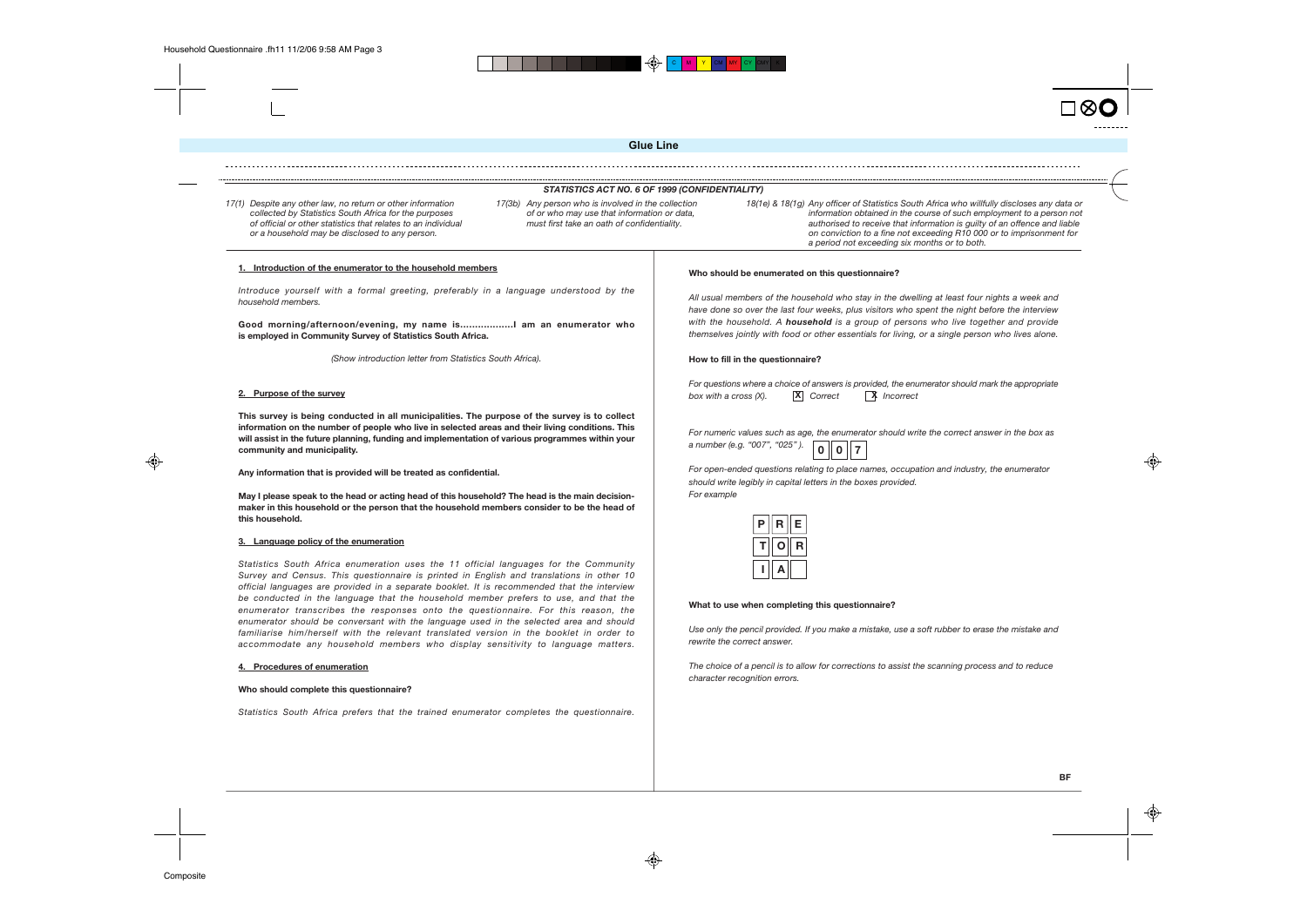Glue Line

*STATISTICS ACT NO. 6 OF 1999 (CONFIDENTIALITY)*

*17(1) Despite any other law, no return or other information collected by Statistics South Africa for the purposes of official or other statistics that relates to an individual or a household may be disclosed to any person.*

*17(3b) Any person who is involved in the collection of or who may use that information or data, must first take an oath of confidentiality.*

*18(1e) & 18(1g) Any officer of Statistics South Africa who willfully discloses any data or information obtained in the course of such employment to a person not authorised to receive that information is guilty of an offence and liable on conviction to a fine not exceeding R10 000 or to imprisonment for a period not exceeding six months or to both.*

## 1. Introduction of the enumerator to the household members

*Introduce yourself with a formal greeting, preferably in a language understood by the household members.*

**Good morning/afternoon/evening, my name is..................I am an enumerator who is employed in Community Survey of Statistics South Africa.**

*(Show introduction letter from Statistics South Africa).*

## 2. Purpose of the survey

**This survey is being conducted in all municipalities. The purpose of the survey is to collect information on the number of people who live in selected areas and their living conditions. This will assist in the future planning, funding and implementation of various programmes within your community and municipality.**

**Any information that is provided will be treated as confidential.**

**May I please speak to the head or acting head of this household? The head is the main decision-maker in this household or the person that the household members consider to be the head of this household.**

## 3. Language policy of the enumeration

*Statistics South Africa enumeration uses the 11 official languages for the Community Survey and Census. This questionnaire is printed in English and translations in other 10 official languages are provided in a separate booklet. It is recommended that the interview be conducted in the language that the household member prefers to use, and that the enumerator transcribes the responses onto the questionnaire. For this reason, the enumerator should be conversant with the language used in the selected area and should familiarise him/herself with the relevant translated version in the booklet in order to accommodate any household members who display sensitivity to language matters.*

## 4. Procedures of enumeration

**Who should complete this questionnaire?**

*Statistics South Africa prefers that the trained enumerator completes the questionnaire.*

**Who should be enumerated on this questionnaire?**

*All usual members of the household who stay in the dwelling at least four nights a week and have done so over the last four weeks, plus visitors who spent the night before the interview with the household. A* ***household*** *is a group of persons who live together and provide themselves jointly with food or other essentials for living, or a single person who lives alone.*

**How to fill in the questionnaire?**

*For questions where a choice of answers is provided, the enumerator should mark the appropriate box with a cross (X).* [X] *Correct* [X] *Incorrect*

*For numeric values such as age, the enumerator should write the correct answer in the box as a number (e.g. "007", "025").* | 0 | 0 | 7 |

*For open-ended questions relating to place names, occupation and industry, the enumerator should write legibly in capital letters in the boxes provided.*
*For example*

| P | R | E |
|---|---|---|
| T | O | R |
| I | A | |

**What to use when completing this questionnaire?**

*Use only the pencil provided. If you make a mistake, use a soft rubber to erase the mistake and rewrite the correct answer.*

*The choice of a pencil is to allow for corrections to assist the scanning process and to reduce character recognition errors.*

BF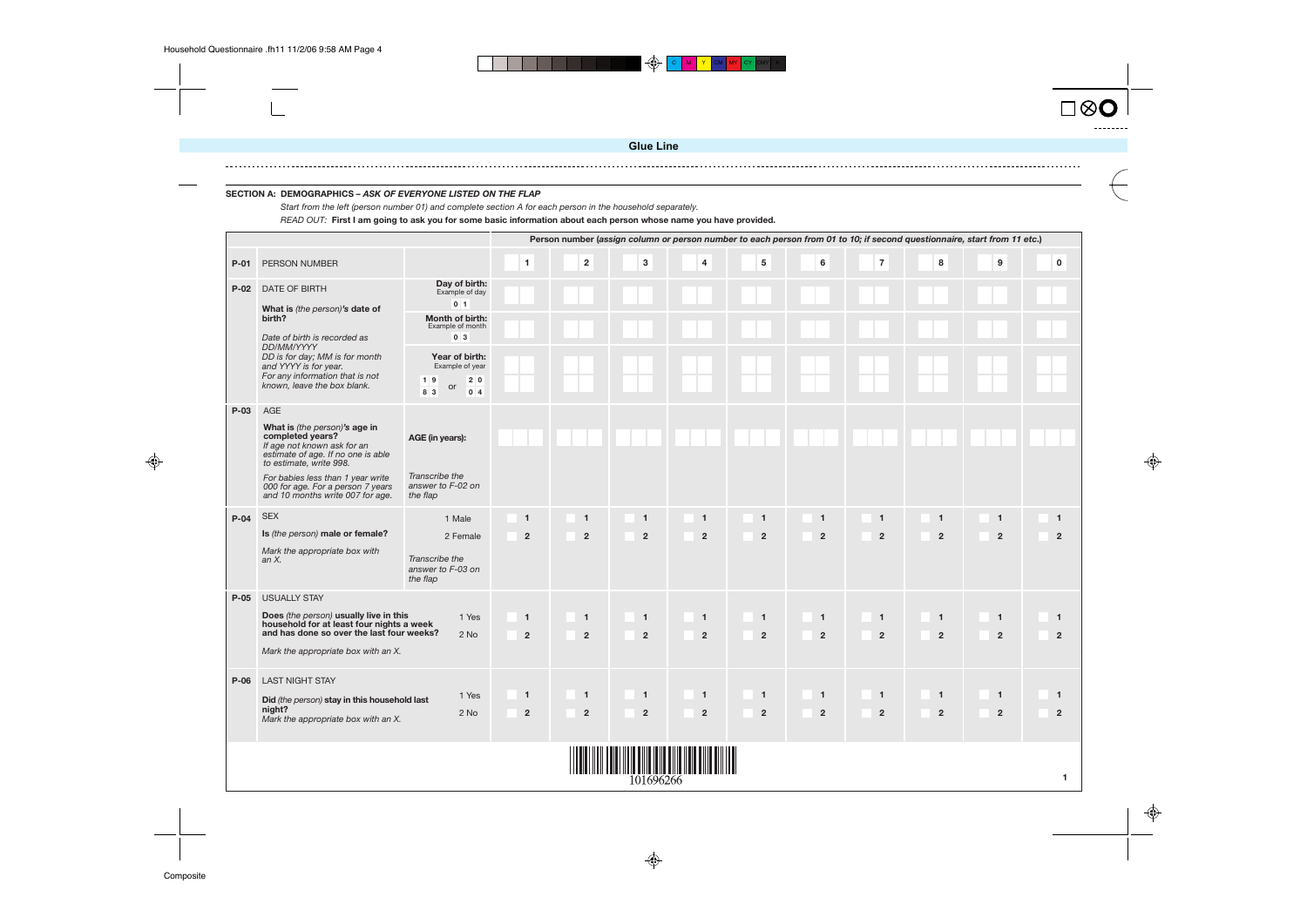Glue Line

**SECTION A: DEMOGRAPHICS** – *ASK OF EVERYONE LISTED ON THE FLAP*

*Start from the left (person number 01) and complete section A for each person in the household separately.*

*READ OUT:* **First I am going to ask you for some basic information about each person whose name you have provided.**

| | | | Person number *(assign column or person number to each person from 01 to 10; if second questionnaire, start from 11 etc.)* | | | | | | | | | |
|---|---|---|---|---|---|---|---|---|---|---|---|---|
| **P-01** | PERSON NUMBER | | 1 | 2 | 3 | 4 | 5 | 6 | 7 | 8 | 9 | 0 |
| **P-02** | DATE OF BIRTH<br>**What is** *(the person)***'s date of birth?**<br>*Date of birth is recorded as DD/MM/YYYY*<br>*DD is for day; MM is for month and YYYY is for year.*<br>*For any information that is not known, leave the box blank.* | **Day of birth:**<br>Example of day<br>0 1 | | | | | | | | | | |
| | | **Month of birth:**<br>Example of month<br>0 3 | | | | | | | | | | |
| | | **Year of birth:**<br>Example of year<br>1 9 8 3 or 2 0 0 4 | | | | | | | | | | |
| **P-03** | AGE<br>**What is** *(the person)***'s age in completed years?**<br>*If age not known ask for an estimate of age. If no one is able to estimate, write 998.*<br>*For babies less than 1 year write 000 for age. For a person 7 years and 10 months write 007 for age.* | **AGE (in years):**<br>*Transcribe the answer to F-02 on the flap* | | | | | | | | | | |
| **P-04** | SEX<br>**Is** *(the person)* **male or female?**<br>*Mark the appropriate box with an X.* | 1 Male<br>2 Female<br>*Transcribe the answer to F-03 on the flap* | 1<br>2 | 1<br>2 | 1<br>2 | 1<br>2 | 1<br>2 | 1<br>2 | 1<br>2 | 1<br>2 | 1<br>2 | 1<br>2 |
| **P-05** | USUALLY STAY<br>**Does** *(the person)* **usually live in this household for at least four nights a week and has done so over the last four weeks?**<br>*Mark the appropriate box with an X.* | 1 Yes<br>2 No | 1<br>2 | 1<br>2 | 1<br>2 | 1<br>2 | 1<br>2 | 1<br>2 | 1<br>2 | 1<br>2 | 1<br>2 | 1<br>2 |
| **P-06** | LAST NIGHT STAY<br>**Did** *(the person)* **stay in this household last night?**<br>*Mark the appropriate box with an X.* | 1 Yes<br>2 No | 1<br>2 | 1<br>2 | 1<br>2 | 1<br>2 | 1<br>2 | 1<br>2 | 1<br>2 | 1<br>2 | 1<br>2 | 1<br>2 |

101696266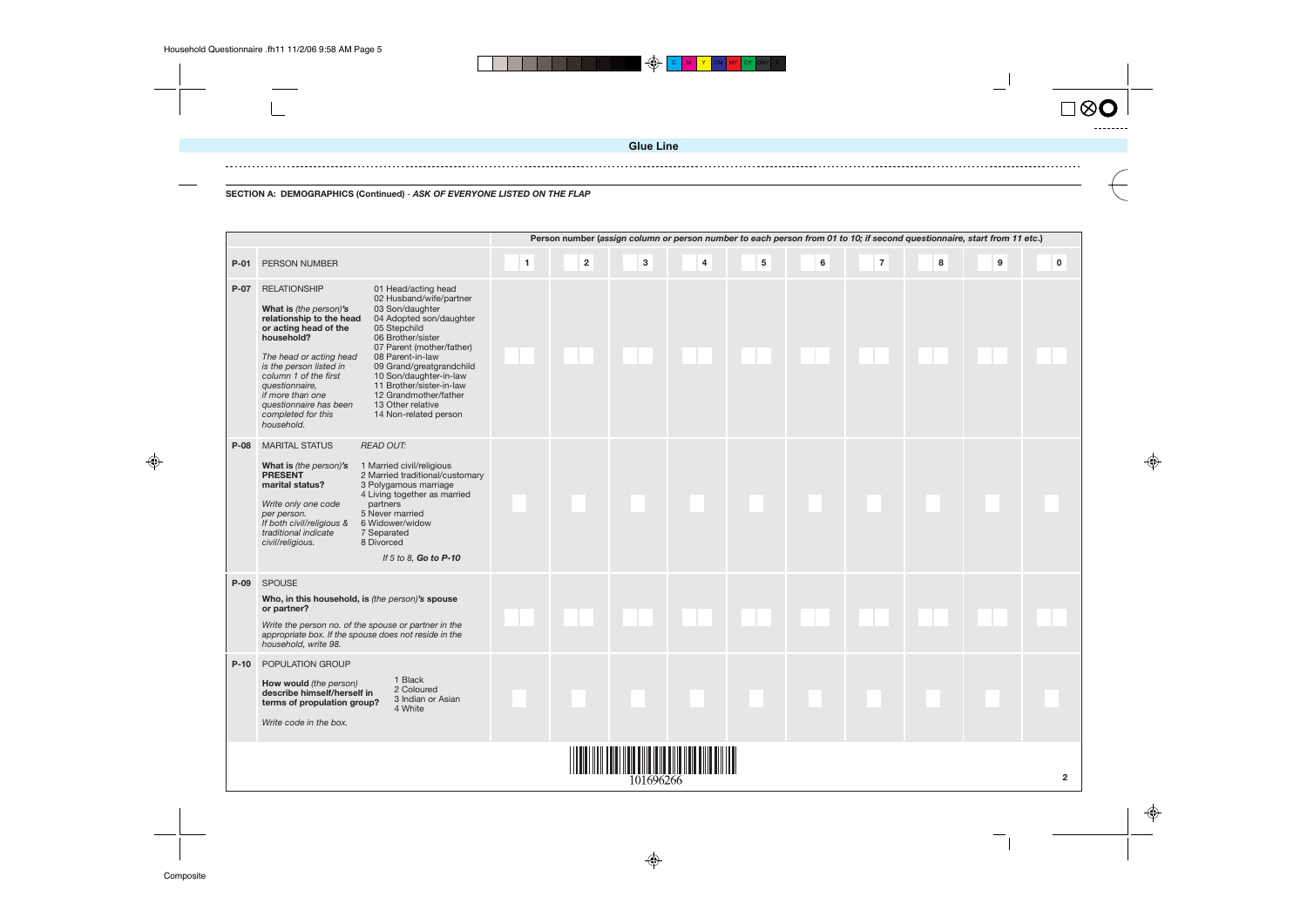## SECTION A: DEMOGRAPHICS (Continued) - *ASK OF EVERYONE LISTED ON THE FLAP*

| | | Person number (*assign column or person number to each person from 01 to 10; if second questionnaire, start from 11 etc.*) | | | | | | | | | |
|---|---|---|---|---|---|---|---|---|---|---|---|
| **P-01** | PERSON NUMBER | 1 | 2 | 3 | 4 | 5 | 6 | 7 | 8 | 9 | 0 |
| **P-07** | RELATIONSHIP<br><br>**What is** *(the person)***'s relationship to the head or acting head of the household?**<br><br>*The head or acting head is the person listed in column 1 of the first questionnaire, if more than one questionnaire has been completed for this household.*<br><br>01 Head/acting head<br>02 Husband/wife/partner<br>03 Son/daughter<br>04 Adopted son/daughter<br>05 Stepchild<br>06 Brother/sister<br>07 Parent (mother/father)<br>08 Parent-in-law<br>09 Grand/greatgrandchild<br>10 Son/daughter-in-law<br>11 Brother/sister-in-law<br>12 Grandmother/father<br>13 Other relative<br>14 Non-related person | | | | | | | | | | |
| **P-08** | MARITAL STATUS *READ OUT:*<br><br>**What is** *(the person)***'s PRESENT marital status?**<br><br>*Write only one code per person. If both civil/religious & traditional indicate civil/religious.*<br><br>1 Married civil/religious<br>2 Married traditional/customary<br>3 Polygamous marriage<br>4 Living together as married partners<br>5 Never married<br>6 Widower/widow<br>7 Separated<br>8 Divorced<br><br>*If 5 to 8,* ***Go to P-10*** | | | | | | | | | | |
| **P-09** | SPOUSE<br><br>**Who, in this household, is** *(the person)***'s spouse or partner?**<br><br>*Write the person no. of the spouse or partner in the appropriate box. If the spouse does not reside in the household, write 98.* | | | | | | | | | | |
| **P-10** | POPULATION GROUP<br><br>**How would** *(the person)* **describe himself/herself in terms of population group?**<br><br>1 Black<br>2 Coloured<br>3 Indian or Asian<br>4 White<br><br>*Write code in the box.* | | | | | | | | | | |

101696266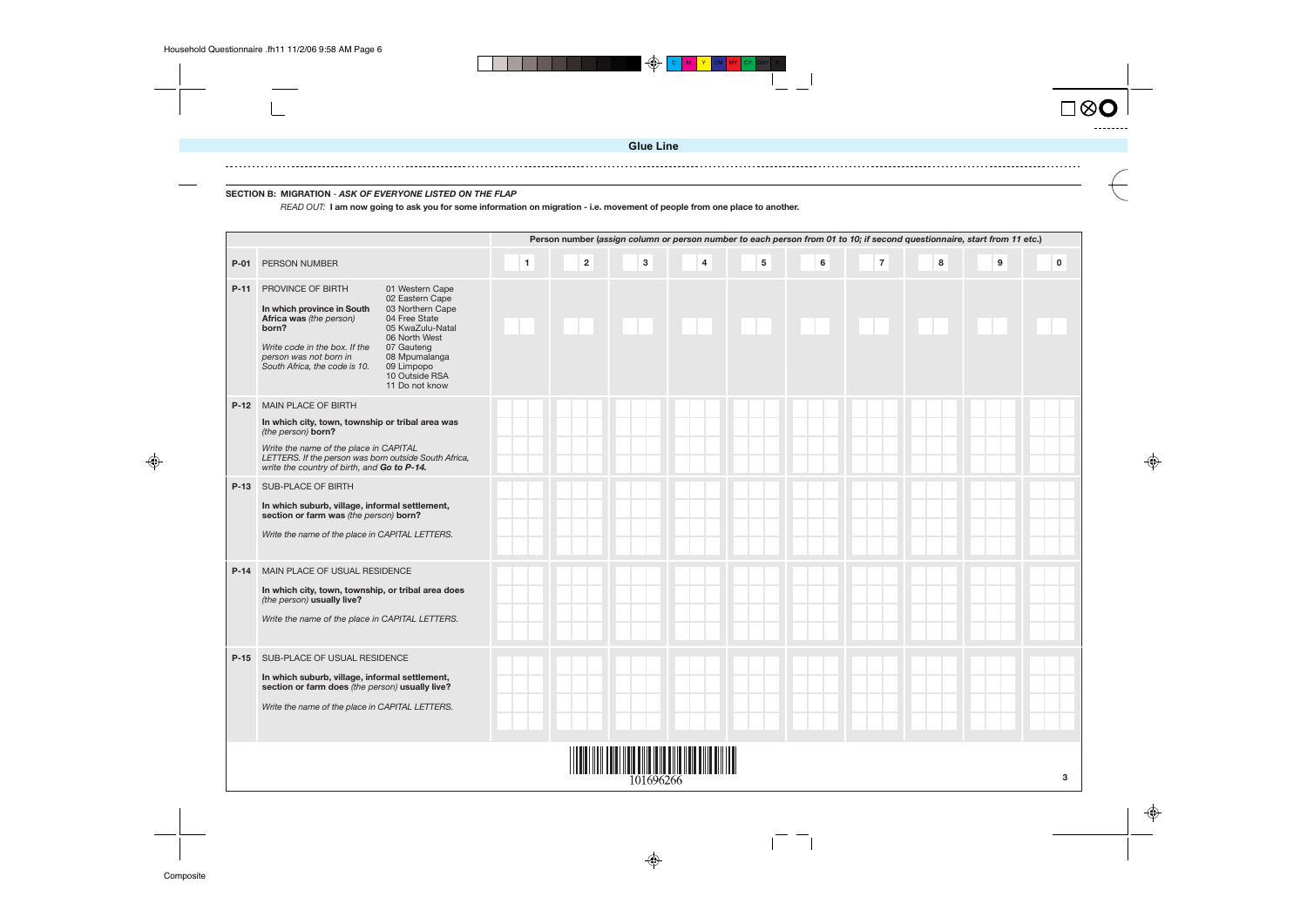**Glue Line**

**SECTION B: MIGRATION** - ***ASK OF EVERYONE LISTED ON THE FLAP***

*READ OUT:* **I am now going to ask you for some information on migration - i.e. movement of people from one place to another.**

| | | Person number (***assign column or person number to each person from 01 to 10; if second questionnaire, start from 11 etc.***) | | | | | | | | | |
|---|---|---|---|---|---|---|---|---|---|---|---|
| **P-01** | PERSON NUMBER | 1 | 2 | 3 | 4 | 5 | 6 | 7 | 8 | 9 | 0 |
| **P-11** | PROVINCE OF BIRTH<br><br>**In which province in South Africa was** *(the person)* **born?**<br><br>*Write code in the box. If the person was not born in South Africa, the code is 10.*<br><br>01 Western Cape<br>02 Eastern Cape<br>03 Northern Cape<br>04 Free State<br>05 KwaZulu-Natal<br>06 North West<br>07 Gauteng<br>08 Mpumalanga<br>09 Limpopo<br>10 Outside RSA<br>11 Do not know | | | | | | | | | | |
| **P-12** | MAIN PLACE OF BIRTH<br><br>**In which city, town, township or tribal area was** *(the person)* **born?**<br><br>*Write the name of the place in CAPITAL LETTERS. If the person was born outside South Africa, write the country of birth, and* ***Go to P-14.*** | | | | | | | | | | |
| **P-13** | SUB-PLACE OF BIRTH<br><br>**In which suburb, village, informal settlement, section or farm was** *(the person)* **born?**<br><br>*Write the name of the place in CAPITAL LETTERS.* | | | | | | | | | | |
| **P-14** | MAIN PLACE OF USUAL RESIDENCE<br><br>**In which city, town, township, or tribal area does** *(the person)* **usually live?**<br><br>*Write the name of the place in CAPITAL LETTERS.* | | | | | | | | | | |
| **P-15** | SUB-PLACE OF USUAL RESIDENCE<br><br>**In which suburb, village, informal settlement, section or farm does** *(the person)* **usually live?**<br><br>*Write the name of the place in CAPITAL LETTERS.* | | | | | | | | | | |

101696266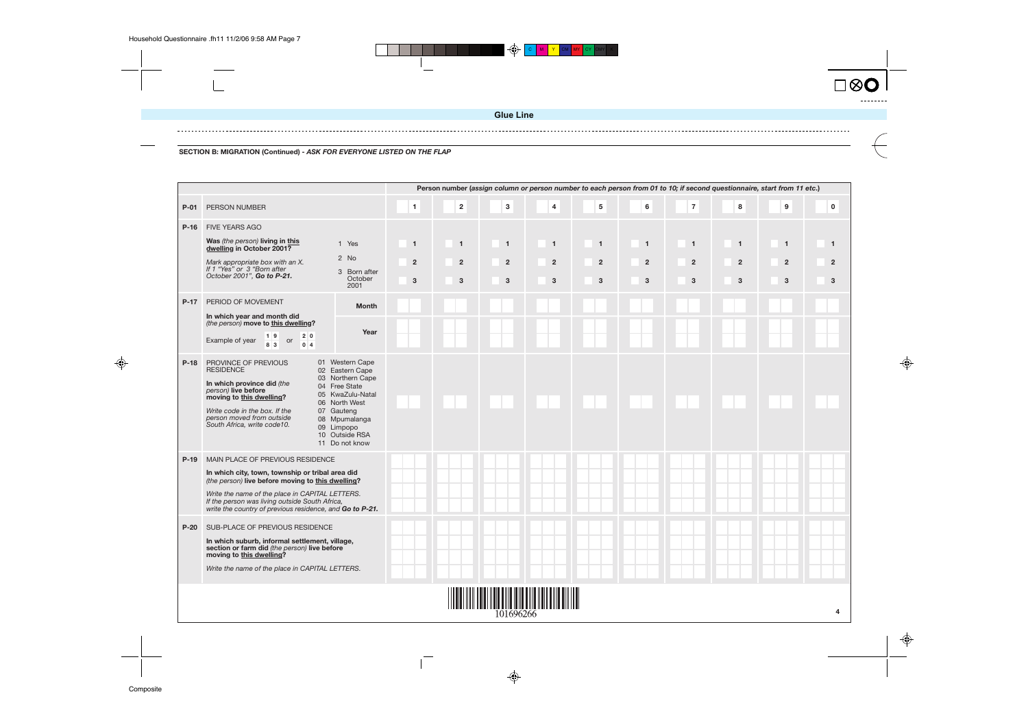## SECTION B: MIGRATION (Continued) - *ASK FOR EVERYONE LISTED ON THE FLAP*

| | | | **Person number (*assign column or person number to each person from 01 to 10; if second questionnaire, start from 11 etc.*)** | | | | | | | | | |
|---|---|---|---|---|---|---|---|---|---|---|---|---|
| **P-01** | PERSON NUMBER | | 1 | 2 | 3 | 4 | 5 | 6 | 7 | 8 | 9 | 0 |
| **P-16** | FIVE YEARS AGO<br><br>**Was** *(the person)* **living in <u>this dwelling</u> in October 2001?**<br><br>*Mark appropriate box with an X. If 1 "Yes" or 3 "Born after October 2001",* ***Go to P-21.*** | 1 Yes<br>2 No<br>3 Born after October 2001 | 1<br>2<br>3 | 1<br>2<br>3 | 1<br>2<br>3 | 1<br>2<br>3 | 1<br>2<br>3 | 1<br>2<br>3 | 1<br>2<br>3 | 1<br>2<br>3 | 1<br>2<br>3 | 1<br>2<br>3 |
| **P-17** | PERIOD OF MOVEMENT<br><br>**In which year and month did** *(the person)* **move to <u>this dwelling</u>?**<br><br>Example of year 19 83 or 20 04 | **Month** | | | | | | | | | | |
| | | **Year** | | | | | | | | | | |
| **P-18** | PROVINCE OF PREVIOUS RESIDENCE<br><br>**In which province did** *(the person)* **live before moving to <u>this dwelling</u>?**<br><br>*Write code in the box. If the person moved from outside South Africa, write code10.* | 01 Western Cape<br>02 Eastern Cape<br>03 Northern Cape<br>04 Free State<br>05 KwaZulu-Natal<br>06 North West<br>07 Gauteng<br>08 Mpumalanga<br>09 Limpopo<br>10 Outside RSA<br>11 Do not know | | | | | | | | | | |
| **P-19** | MAIN PLACE OF PREVIOUS RESIDENCE<br><br>**In which city, town, township or tribal area did** *(the person)* **live before moving to <u>this dwelling</u>?**<br><br>*Write the name of the place in CAPITAL LETTERS. If the person was living outside South Africa, write the country of previous residence, and* ***Go to P-21.*** | | | | | | | | | | | |
| **P-20** | SUB-PLACE OF PREVIOUS RESIDENCE<br><br>**In which suburb, informal settlement, village, section or farm did** *(the person)* **live before moving to <u>this dwelling</u>?**<br><br>*Write the name of the place in CAPITAL LETTERS.* | | | | | | | | | | | |

101696266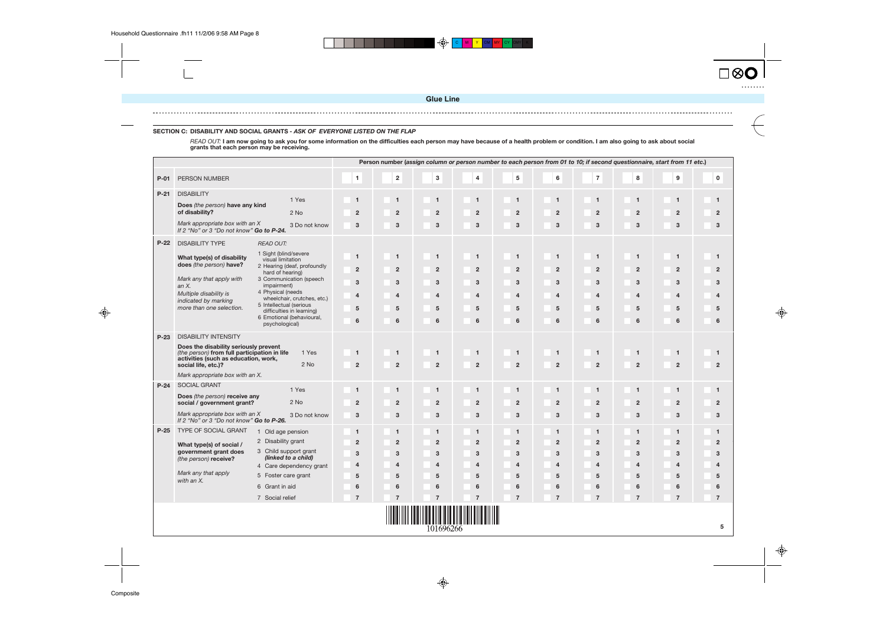Glue Line

**SECTION C: DISABILITY AND SOCIAL GRANTS** - ***ASK OF EVERYONE LISTED ON THE FLAP***

*READ OUT:* **I am now going to ask you for some information on the difficulties each person may have because of a health problem or condition. I am also going to ask about social grants that each person may be receiving.**

| | | | **Person number** (*assign column or person number to each person from 01 to 10; if second questionnaire, start from 11 etc.*) | | | | | | | | | |
|---|---|---|---|---|---|---|---|---|---|---|---|---|
| **P-01** | PERSON NUMBER | | 1 | 2 | 3 | 4 | 5 | 6 | 7 | 8 | 9 | 0 |
| **P-21** | DISABILITY<br>**Does** *(the person)* **have any kind of disability?**<br>*Mark appropriate box with an X*<br>*If 2 "No" or 3 "Do not know"* ***Go to P-24.*** | 1 Yes<br>2 No<br>3 Do not know | 1<br>2<br>3 | 1<br>2<br>3 | 1<br>2<br>3 | 1<br>2<br>3 | 1<br>2<br>3 | 1<br>2<br>3 | 1<br>2<br>3 | 1<br>2<br>3 | 1<br>2<br>3 | 1<br>2<br>3 |
| **P-22** | DISABILITY TYPE<br>**What type(s) of disability does** *(the person)* **have?**<br>*Mark any that apply with an X.*<br>*Multiple disability is indicated by marking more than one selection.* | *READ OUT:*<br>1 Sight (blind/severe visual limitation<br>2 Hearing (deaf, profoundly hard of hearing)<br>3 Communication (speech impairment)<br>4 Physical (needs wheelchair, crutches, etc.)<br>5 Intellectual (serious difficulties in learning)<br>6 Emotional (behavioural, psychological) | 1<br>2<br>3<br>4<br>5<br>6 | 1<br>2<br>3<br>4<br>5<br>6 | 1<br>2<br>3<br>4<br>5<br>6 | 1<br>2<br>3<br>4<br>5<br>6 | 1<br>2<br>3<br>4<br>5<br>6 | 1<br>2<br>3<br>4<br>5<br>6 | 1<br>2<br>3<br>4<br>5<br>6 | 1<br>2<br>3<br>4<br>5<br>6 | 1<br>2<br>3<br>4<br>5<br>6 | 1<br>2<br>3<br>4<br>5<br>6 |
| **P-23** | DISABILITY INTENSITY<br>**Does the disability seriously prevent** *(the person)* **from full participation in life activities (such as education, work, social life, etc.)?**<br>*Mark appropriate box with an X.* | 1 Yes<br>2 No | 1<br>2 | 1<br>2 | 1<br>2 | 1<br>2 | 1<br>2 | 1<br>2 | 1<br>2 | 1<br>2 | 1<br>2 | 1<br>2 |
| **P-24** | SOCIAL GRANT<br>**Does** *(the person)* **receive any social / government grant?**<br>*Mark appropriate box with an X*<br>*If 2 "No" or 3 "Do not know"* ***Go to P-26.*** | 1 Yes<br>2 No<br>3 Do not know | 1<br>2<br>3 | 1<br>2<br>3 | 1<br>2<br>3 | 1<br>2<br>3 | 1<br>2<br>3 | 1<br>2<br>3 | 1<br>2<br>3 | 1<br>2<br>3 | 1<br>2<br>3 | 1<br>2<br>3 |
| **P-25** | TYPE OF SOCIAL GRANT<br>**What type(s) of social / government grant does** *(the person)* **receive?**<br>*Mark any that apply with an X.* | 1 Old age pension<br>2 Disability grant<br>3 Child support grant ***(linked to a child)***<br>4 Care dependency grant<br>5 Foster care grant<br>6 Grant in aid<br>7 Social relief | 1<br>2<br>3<br>4<br>5<br>6<br>7 | 1<br>2<br>3<br>4<br>5<br>6<br>7 | 1<br>2<br>3<br>4<br>5<br>6<br>7 | 1<br>2<br>3<br>4<br>5<br>6<br>7 | 1<br>2<br>3<br>4<br>5<br>6<br>7 | 1<br>2<br>3<br>4<br>5<br>6<br>7 | 1<br>2<br>3<br>4<br>5<br>6<br>7 | 1<br>2<br>3<br>4<br>5<br>6<br>7 | 1<br>2<br>3<br>4<br>5<br>6<br>7 | 1<br>2<br>3<br>4<br>5<br>6<br>7 |

101696266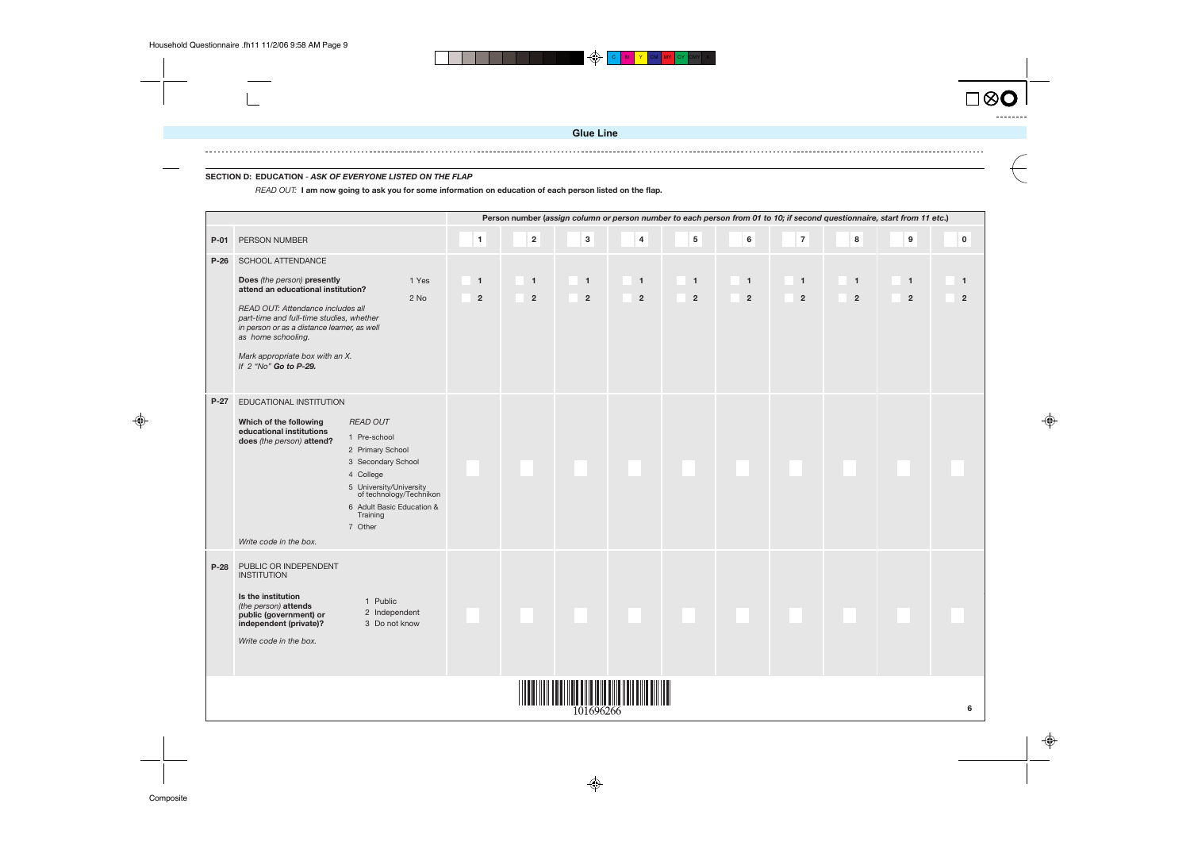**Glue Line**

## SECTION D: EDUCATION - *ASK OF EVERYONE LISTED ON THE FLAP*

*READ OUT:* **I am now going to ask you for some information on education of each person listed on the flap.**

| | | Person number (*assign column or person number to each person from 01 to 10; if second questionnaire, start from 11 etc.*) | | | | | | | | | |
|---|---|---|---|---|---|---|---|---|---|---|---|
| **P-01** | PERSON NUMBER | 1 | 2 | 3 | 4 | 5 | 6 | 7 | 8 | 9 | 0 |
| **P-26** | SCHOOL ATTENDANCE<br><br>**Does** *(the person)* **presently attend an educational institution?**<br>1 Yes<br>2 No<br><br>*READ OUT: Attendance includes all part-time and full-time studies, whether in person or as a distance learner, as well as home schooling.*<br><br>*Mark appropriate box with an X.*<br>*If 2 "No"* ***Go to P-29.*** | 1<br>2 | 1<br>2 | 1<br>2 | 1<br>2 | 1<br>2 | 1<br>2 | 1<br>2 | 1<br>2 | 1<br>2 | 1<br>2 |
| **P-27** | EDUCATIONAL INSTITUTION<br><br>**Which of the following educational institutions does** *(the person)* **attend?**<br>*READ OUT*<br>1 Pre-school<br>2 Primary School<br>3 Secondary School<br>4 College<br>5 University/University of technology/Technikon<br>6 Adult Basic Education & Training<br>7 Other<br><br>*Write code in the box.* | | | | | | | | | | |
| **P-28** | PUBLIC OR INDEPENDENT INSTITUTION<br><br>**Is the institution** *(the person)* **attends public (government) or independent (private)?**<br>1 Public<br>2 Independent<br>3 Do not know<br><br>*Write code in the box.* | | | | | | | | | | |

101696266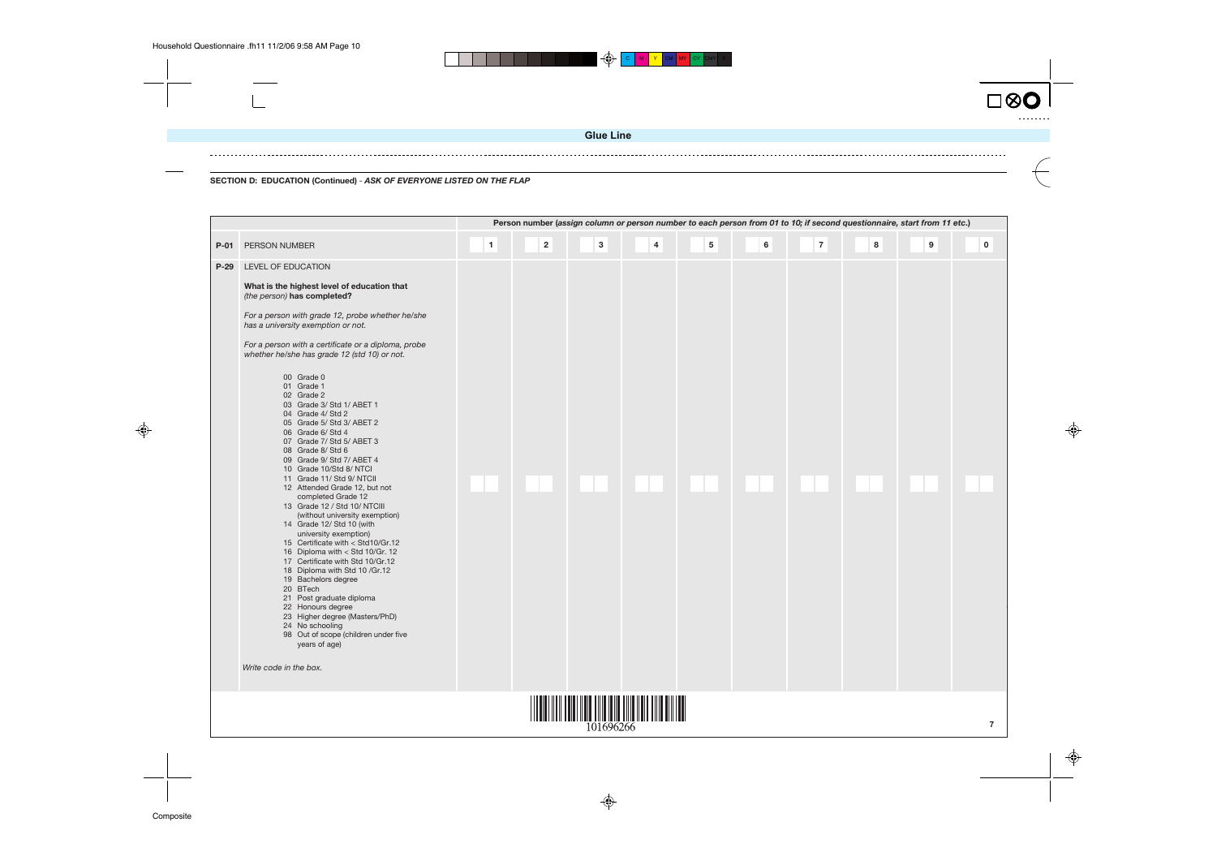Glue Line

**SECTION D: EDUCATION (Continued)** - ***ASK OF EVERYONE LISTED ON THE FLAP***

| | | Person number (*assign column or person number to each person from 01 to 10; if second questionnaire, start from 11 etc.*) | | | | | | | | | |
|---|---|---|---|---|---|---|---|---|---|---|---|
| **P-01** | PERSON NUMBER | 1 | 2 | 3 | 4 | 5 | 6 | 7 | 8 | 9 | 0 |
| **P-29** | LEVEL OF EDUCATION<br><br>**What is the highest level of education that** *(the person)* **has completed?**<br><br>*For a person with grade 12, probe whether he/she has a university exemption or not.*<br><br>*For a person with a certificate or a diploma, probe whether he/she has grade 12 (std 10) or not.*<br><br>00 Grade 0<br>01 Grade 1<br>02 Grade 2<br>03 Grade 3/ Std 1/ ABET 1<br>04 Grade 4/ Std 2<br>05 Grade 5/ Std 3/ ABET 2<br>06 Grade 6/ Std 4<br>07 Grade 7/ Std 5/ ABET 3<br>08 Grade 8/ Std 6<br>09 Grade 9/ Std 7/ ABET 4<br>10 Grade 10/Std 8/ NTCI<br>11 Grade 11/ Std 9/ NTCII<br>12 Attended Grade 12, but not completed Grade 12<br>13 Grade 12 / Std 10/ NTCIII (without university exemption)<br>14 Grade 12/ Std 10 (with university exemption)<br>15 Certificate with < Std10/Gr.12<br>16 Diploma with < Std 10/Gr. 12<br>17 Certificate with Std 10/Gr.12<br>18 Diploma with Std 10 /Gr.12<br>19 Bachelors degree<br>20 BTech<br>21 Post graduate diploma<br>22 Honours degree<br>23 Higher degree (Masters/PhD)<br>24 No schooling<br>98 Out of scope (children under five years of age)<br><br>*Write code in the box.* | | | | | | | | | | |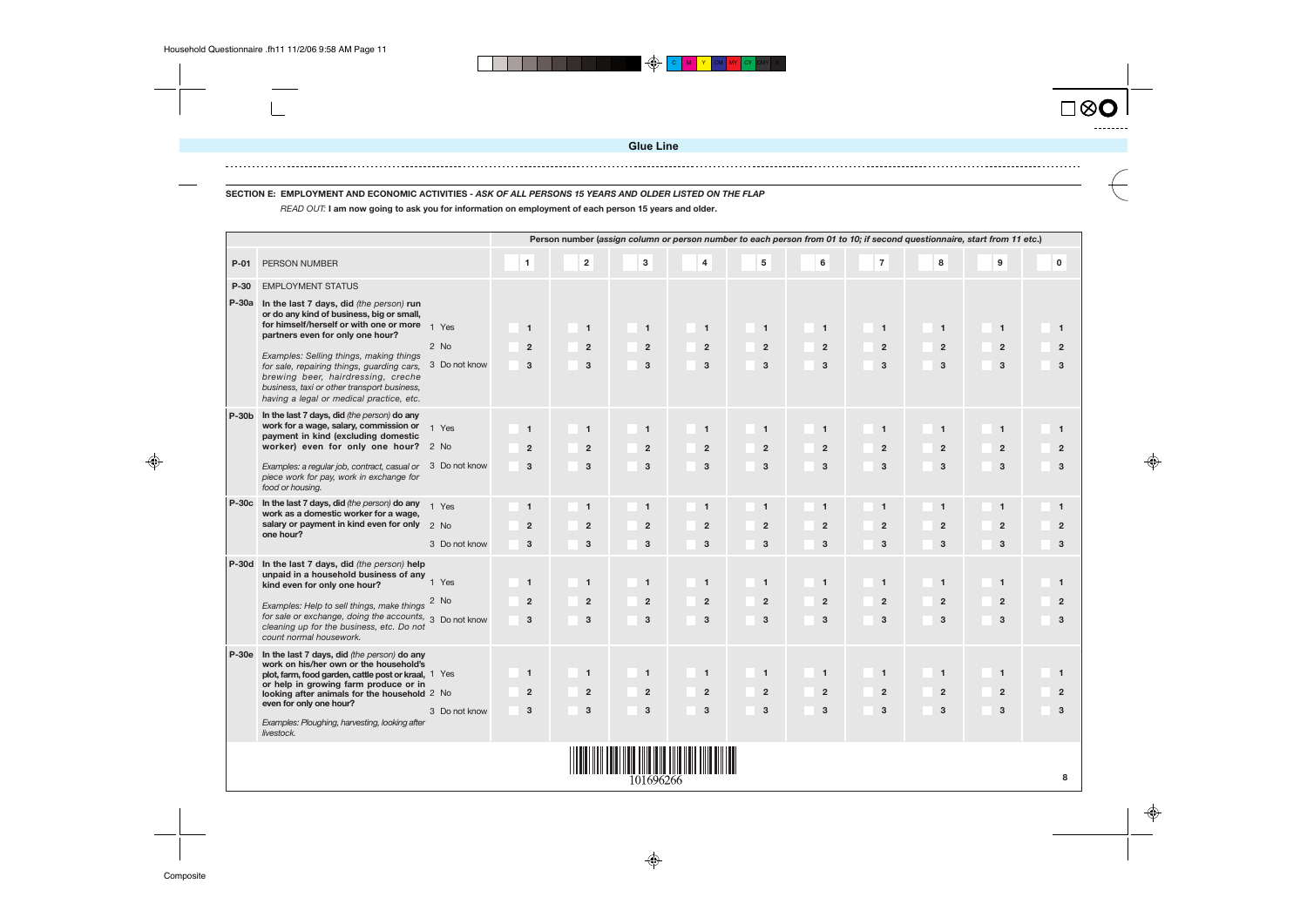**Glue Line**

**SECTION E: EMPLOYMENT AND ECONOMIC ACTIVITIES** - *ASK OF ALL PERSONS 15 YEARS AND OLDER LISTED ON THE FLAP*

*READ OUT:* **I am now going to ask you for information on employment of each person 15 years and older.**

| | | | **Person number** (*assign column or person number to each person from 01 to 10; if second questionnaire, start from 11 etc.*) | | | | | | | | | |
|---|---|---|---|---|---|---|---|---|---|---|---|---|
| **P-01** | PERSON NUMBER | | 1 | 2 | 3 | 4 | 5 | 6 | 7 | 8 | 9 | 0 |
| **P-30** | EMPLOYMENT STATUS | | | | | | | | | | | |
| **P-30a** | **In the last 7 days, did** *(the person)* **run or do any kind of business, big or small, for himself/herself or with one or more partners even for only one hour?** *Examples: Selling things, making things for sale, repairing things, guarding cars, brewing beer, hairdressing, creche business, taxi or other transport business, having a legal or medical practice, etc.* | 1 Yes<br>2 No<br>3 Do not know | 1<br>2<br>3 | 1<br>2<br>3 | 1<br>2<br>3 | 1<br>2<br>3 | 1<br>2<br>3 | 1<br>2<br>3 | 1<br>2<br>3 | 1<br>2<br>3 | 1<br>2<br>3 | 1<br>2<br>3 |
| **P-30b** | **In the last 7 days, did** *(the person)* **do any work for a wage, salary, commission or payment in kind (excluding domestic worker) even for only one hour?** *Examples: a regular job, contract, casual or piece work for pay, work in exchange for food or housing.* | 1 Yes<br>2 No<br>3 Do not know | 1<br>2<br>3 | 1<br>2<br>3 | 1<br>2<br>3 | 1<br>2<br>3 | 1<br>2<br>3 | 1<br>2<br>3 | 1<br>2<br>3 | 1<br>2<br>3 | 1<br>2<br>3 | 1<br>2<br>3 |
| **P-30c** | **In the last 7 days, did** *(the person)* **do any work as a domestic worker for a wage, salary or payment in kind even for only one hour?** | 1 Yes<br>2 No<br>3 Do not know | 1<br>2<br>3 | 1<br>2<br>3 | 1<br>2<br>3 | 1<br>2<br>3 | 1<br>2<br>3 | 1<br>2<br>3 | 1<br>2<br>3 | 1<br>2<br>3 | 1<br>2<br>3 | 1<br>2<br>3 |
| **P-30d** | **In the last 7 days, did** *(the person)* **help unpaid in a household business of any kind even for only one hour?** *Examples: Help to sell things, make things for sale or exchange, doing the accounts, cleaning up for the business, etc. Do not count normal housework.* | 1 Yes<br>2 No<br>3 Do not know | 1<br>2<br>3 | 1<br>2<br>3 | 1<br>2<br>3 | 1<br>2<br>3 | 1<br>2<br>3 | 1<br>2<br>3 | 1<br>2<br>3 | 1<br>2<br>3 | 1<br>2<br>3 | 1<br>2<br>3 |
| **P-30e** | **In the last 7 days, did** *(the person)* **do any work on his/her own or the household's plot, farm, food garden, cattle post or kraal, or help in growing farm produce or in looking after animals for the household even for only one hour?** *Examples: Ploughing, harvesting, looking after livestock.* | 1 Yes<br>2 No<br>3 Do not know | 1<br>2<br>3 | 1<br>2<br>3 | 1<br>2<br>3 | 1<br>2<br>3 | 1<br>2<br>3 | 1<br>2<br>3 | 1<br>2<br>3 | 1<br>2<br>3 | 1<br>2<br>3 | 1<br>2<br>3 |

101696266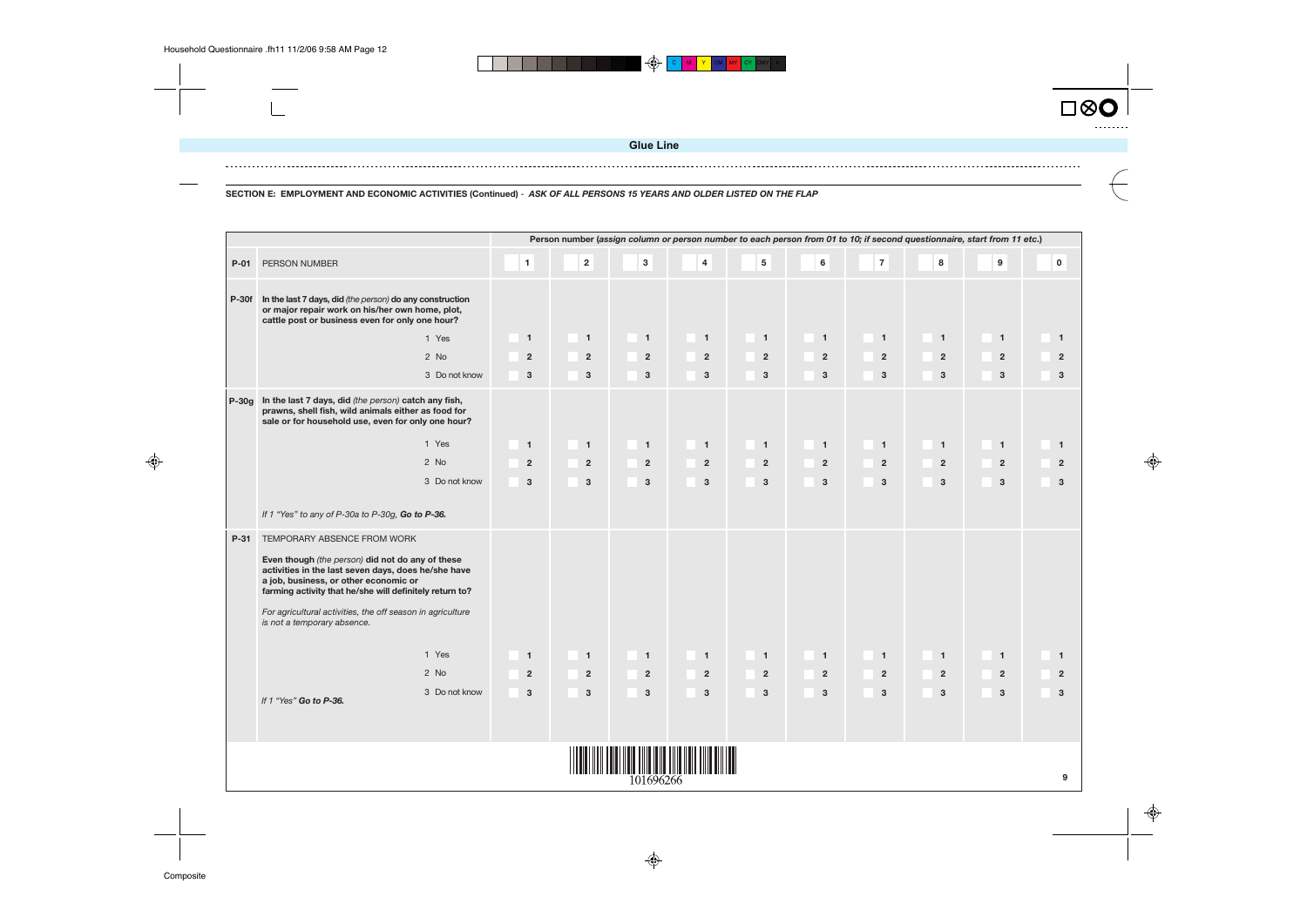**Glue Line**

## SECTION E: EMPLOYMENT AND ECONOMIC ACTIVITIES (Continued) - *ASK OF ALL PERSONS 15 YEARS AND OLDER LISTED ON THE FLAP*

| | | Person number (*assign column or person number to each person from 01 to 10; if second questionnaire, start from 11 etc.*) | | | | | | | | | |
|---|---|---|---|---|---|---|---|---|---|---|---|
| **P-01** | PERSON NUMBER | 1 | 2 | 3 | 4 | 5 | 6 | 7 | 8 | 9 | 0 |
| **P-30f** | **In the last 7 days, did** *(the person)* **do any construction or major repair work on his/her own home, plot, cattle post or business even for only one hour?** | | | | | | | | | | |
| | 1 Yes | 1 | 1 | 1 | 1 | 1 | 1 | 1 | 1 | 1 | 1 |
| | 2 No | 2 | 2 | 2 | 2 | 2 | 2 | 2 | 2 | 2 | 2 |
| | 3 Do not know | 3 | 3 | 3 | 3 | 3 | 3 | 3 | 3 | 3 | 3 |
| **P-30g** | **In the last 7 days, did** *(the person)* **catch any fish, prawns, shell fish, wild animals either as food for sale or for household use, even for only one hour?** | | | | | | | | | | |
| | 1 Yes | 1 | 1 | 1 | 1 | 1 | 1 | 1 | 1 | 1 | 1 |
| | 2 No | 2 | 2 | 2 | 2 | 2 | 2 | 2 | 2 | 2 | 2 |
| | 3 Do not know | 3 | 3 | 3 | 3 | 3 | 3 | 3 | 3 | 3 | 3 |
| | *If 1 "Yes" to any of P-30a to P-30g,* ***Go to P-36.*** | | | | | | | | | | |
| **P-31** | TEMPORARY ABSENCE FROM WORK<br><br>**Even though** *(the person)* **did not do any of these activities in the last seven days, does he/she have a job, business, or other economic or farming activity that he/she will definitely return to?**<br><br>*For agricultural activities, the off season in agriculture is not a temporary absence.* | | | | | | | | | | |
| | 1 Yes | 1 | 1 | 1 | 1 | 1 | 1 | 1 | 1 | 1 | 1 |
| | 2 No | 2 | 2 | 2 | 2 | 2 | 2 | 2 | 2 | 2 | 2 |
| | 3 Do not know | 3 | 3 | 3 | 3 | 3 | 3 | 3 | 3 | 3 | 3 |
| | *If 1 "Yes"* ***Go to P-36.*** | | | | | | | | | | |

101696266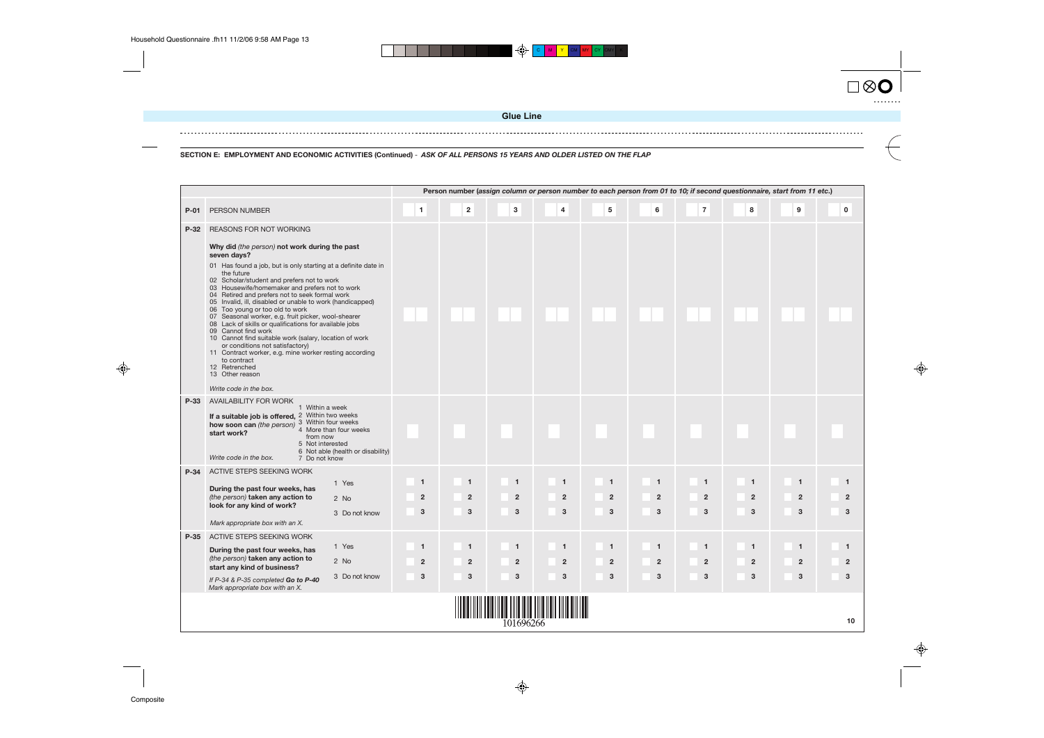Glue Line

**SECTION E: EMPLOYMENT AND ECONOMIC ACTIVITIES (Continued)** - ***ASK OF ALL PERSONS 15 YEARS AND OLDER LISTED ON THE FLAP***

| | | **Person number (*assign column or person number to each person from 01 to 10; if second questionnaire, start from 11 etc.*)** | | | | | | | | | |
|---|---|---|---|---|---|---|---|---|---|---|---|
| **P-01** | PERSON NUMBER | 1 | 2 | 3 | 4 | 5 | 6 | 7 | 8 | 9 | 0 |
| **P-32** | REASONS FOR NOT WORKING<br><br>**Why did** *(the person)* **not work during the past seven days?**<br><br>01 Has found a job, but is only starting at a definite date in the future<br>02 Scholar/student and prefers not to work<br>03 Housewife/homemaker and prefers not to work<br>04 Retired and prefers not to seek formal work<br>05 Invalid, ill, disabled or unable to work (handicapped)<br>06 Too young or too old to work<br>07 Seasonal worker, e.g. fruit picker, wool-shearer<br>08 Lack of skills or qualifications for available jobs<br>09 Cannot find work<br>10 Cannot find suitable work (salary, location of work or conditions not satisfactory)<br>11 Contract worker, e.g. mine worker resting according to contract<br>12 Retrenched<br>13 Other reason<br><br>*Write code in the box.* | | | | | | | | | | |
| **P-33** | AVAILABILITY FOR WORK<br><br>**If a suitable job is offered, how soon can** *(the person)* **start work?**<br><br>1 Within a week<br>2 Within two weeks<br>3 Within four weeks<br>4 More than four weeks from now<br>5 Not interested<br>6 Not able (health or disability)<br>7 Do not know<br><br>*Write code in the box.* | | | | | | | | | | |
| **P-34** | ACTIVE STEPS SEEKING WORK<br><br>**During the past four weeks, has** *(the person)* **taken any action to look for any kind of work?**<br><br>1 Yes<br>2 No<br>3 Do not know<br><br>*Mark appropriate box with an X.* | 1<br>2<br>3 | 1<br>2<br>3 | 1<br>2<br>3 | 1<br>2<br>3 | 1<br>2<br>3 | 1<br>2<br>3 | 1<br>2<br>3 | 1<br>2<br>3 | 1<br>2<br>3 | 1<br>2<br>3 |
| **P-35** | ACTIVE STEPS SEEKING WORK<br><br>**During the past four weeks, has** *(the person)* **taken any action to start any kind of business?**<br><br>1 Yes<br>2 No<br>3 Do not know<br><br>*If P-34 & P-35 completed* ***Go to P-40***<br>*Mark appropriate box with an X.* | 1<br>2<br>3 | 1<br>2<br>3 | 1<br>2<br>3 | 1<br>2<br>3 | 1<br>2<br>3 | 1<br>2<br>3 | 1<br>2<br>3 | 1<br>2<br>3 | 1<br>2<br>3 | 1<br>2<br>3 |

101696266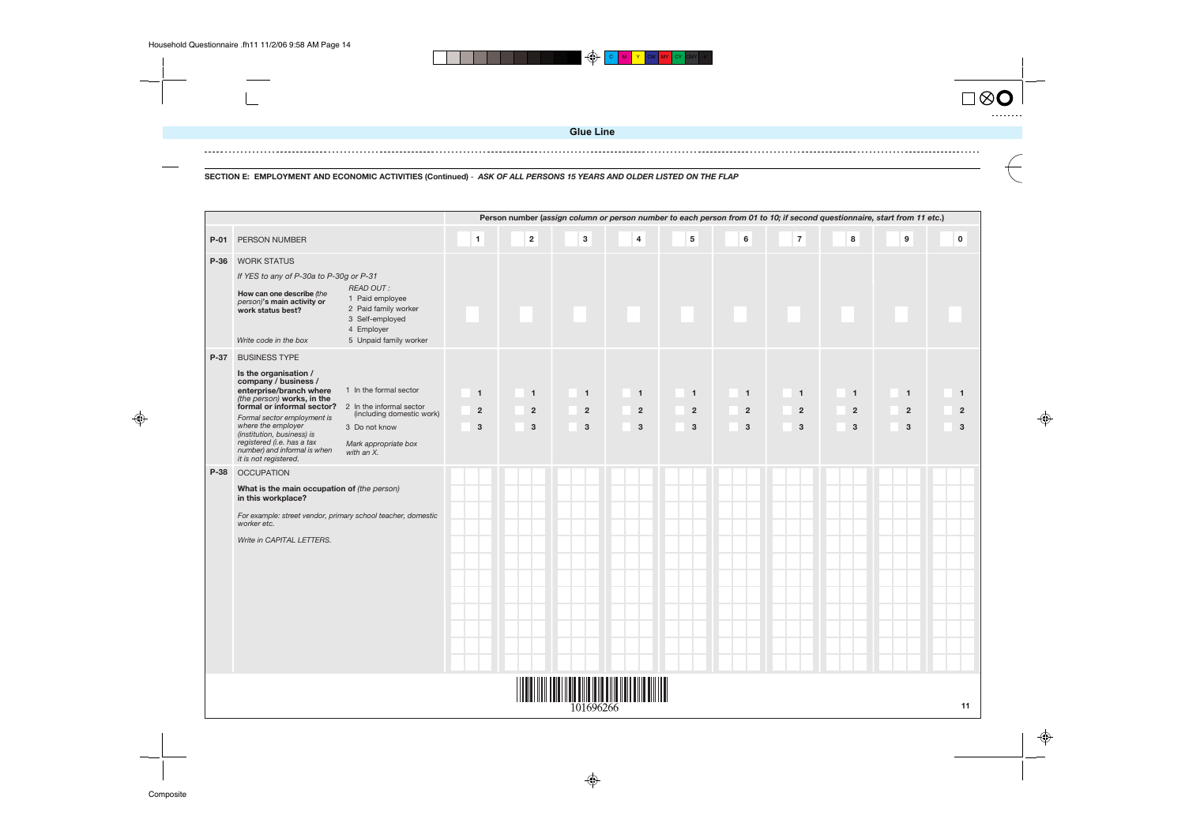Glue Line

**SECTION E: EMPLOYMENT AND ECONOMIC ACTIVITIES (Continued)** - *ASK OF ALL PERSONS 15 YEARS AND OLDER LISTED ON THE FLAP*

| | | Person number (*assign column or person number to each person from 01 to 10; if second questionnaire, start from 11 etc.*) | | | | | | | | | |
|---|---|---|---|---|---|---|---|---|---|---|---|
| **P-01** | PERSON NUMBER | 1 | 2 | 3 | 4 | 5 | 6 | 7 | 8 | 9 | 0 |
| **P-36** | WORK STATUS<br>*If YES to any of P-30a to P-30g or P-31*<br>**How can one describe** *(the person)***'s main activity or work status best?**<br>*READ OUT :*<br>1 Paid employee<br>2 Paid family worker<br>3 Self-employed<br>4 Employer<br>5 Unpaid family worker<br>*Write code in the box* | | | | | | | | | | |
| **P-37** | BUSINESS TYPE<br>**Is the organisation / company / business / enterprise/branch where** *(the person)* **works, in the formal or informal sector?**<br>*Formal sector employment is where the employer (institution, business) is registered (i.e. has a tax number) and informal is when it is not registered.*<br>1 In the formal sector<br>2 In the informal sector (including domestic work)<br>3 Do not know<br>*Mark appropriate box with an X.* | 1<br>2<br>3 | 1<br>2<br>3 | 1<br>2<br>3 | 1<br>2<br>3 | 1<br>2<br>3 | 1<br>2<br>3 | 1<br>2<br>3 | 1<br>2<br>3 | 1<br>2<br>3 | 1<br>2<br>3 |
| **P-38** | OCCUPATION<br>**What is the main occupation of** *(the person)* **in this workplace?**<br>*For example: street vendor, primary school teacher, domestic worker etc.*<br>*Write in CAPITAL LETTERS.* | | | | | | | | | | |

101696266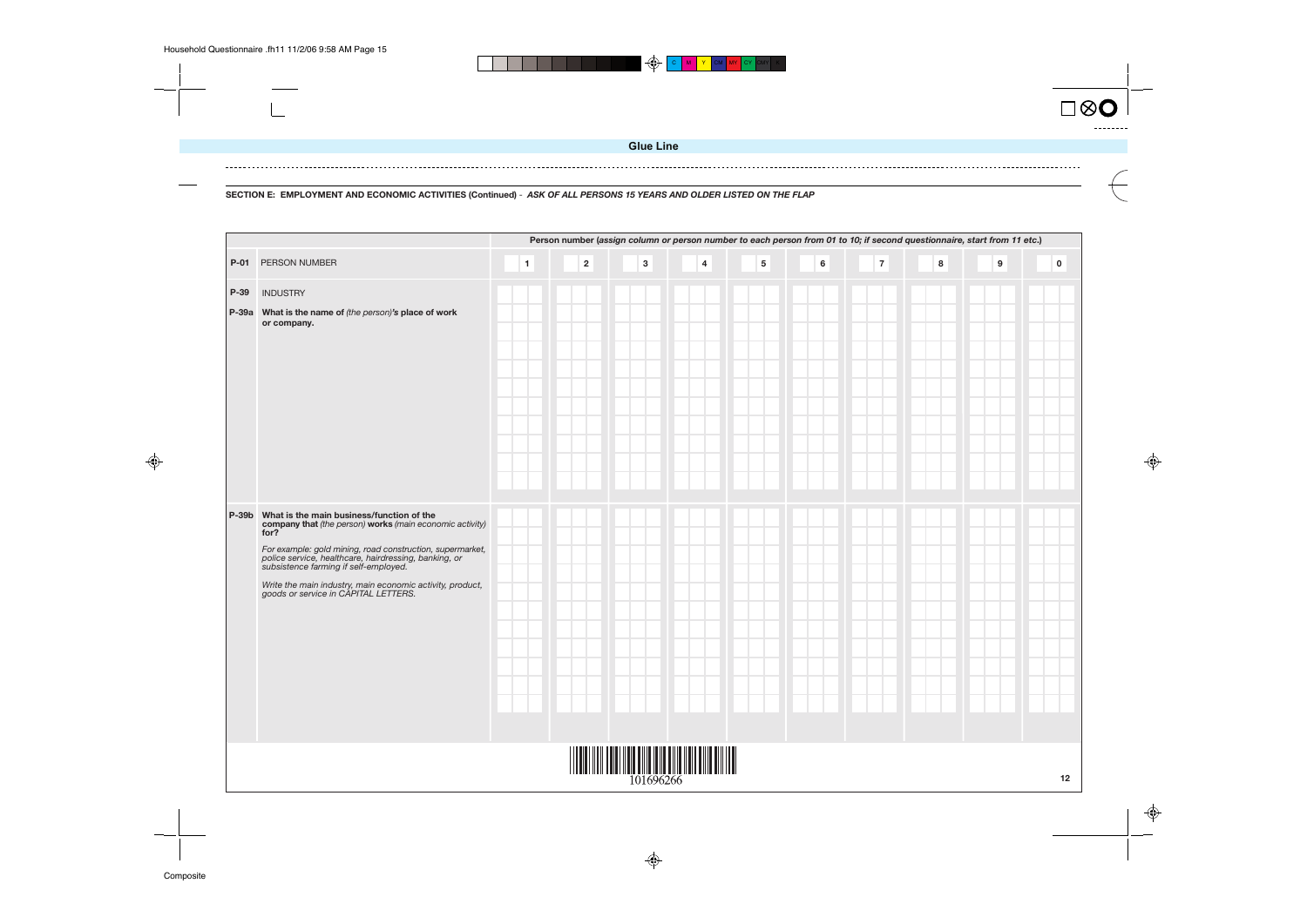Glue Line

**SECTION E: EMPLOYMENT AND ECONOMIC ACTIVITIES (Continued)** - ***ASK OF ALL PERSONS 15 YEARS AND OLDER LISTED ON THE FLAP***

| | | Person number (*assign column or person number to each person from 01 to 10; if second questionnaire, start from 11 etc.*) | | | | | | | | | |
|---|---|---|---|---|---|---|---|---|---|---|---|
| **P-01** | PERSON NUMBER | 1 | 2 | 3 | 4 | 5 | 6 | 7 | 8 | 9 | 0 |
| **P-39** | INDUSTRY | | | | | | | | | | |
| **P-39a** | **What is the name of** *(the person)***'s place of work or company.** | | | | | | | | | | |
| **P-39b** | **What is the main business/function of the company that** *(the person)* **works** *(main economic activity)* **for?**<br>*For example: gold mining, road construction, supermarket, police service, healthcare, hairdressing, banking, or subsistence farming if self-employed.*<br>*Write the main industry, main economic activity, product, goods or service in CAPITAL LETTERS.* | | | | | | | | | | |

101696266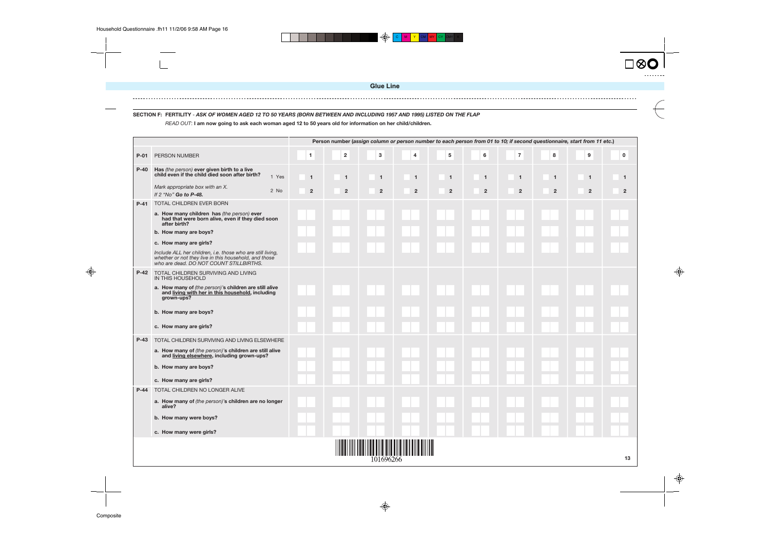Glue Line

## SECTION F: FERTILITY - *ASK OF WOMEN AGED 12 TO 50 YEARS (BORN BETWEEN AND INCLUDING 1957 AND 1995) LISTED ON THE FLAP*

*READ OUT*: **I am now going to ask each woman aged 12 to 50 years old for information on her child/children.**

| | | Person number (*assign column or person number to each person from 01 to 10; if second questionnaire, start from 11 etc.*) | | | | | | | | | |
|---|---|---|---|---|---|---|---|---|---|---|---|
| **P-01** | PERSON NUMBER | 1 | 2 | 3 | 4 | 5 | 6 | 7 | 8 | 9 | 0 |
| **P-40** | **Has** *(the person)* **ever given birth to a live child even if the child died soon after birth?** 1 Yes / 2 No. *Mark appropriate box with an X. If 2 "No"* ***Go to P-48.*** | 1 / 2 | 1 / 2 | 1 / 2 | 1 / 2 | 1 / 2 | 1 / 2 | 1 / 2 | 1 / 2 | 1 / 2 | 1 / 2 |
| **P-41** | TOTAL CHILDREN EVER BORN | | | | | | | | | | |
| | **a. How many children has** *(the person)* **ever had that were born alive, even if they died soon after birth?** | | | | | | | | | | |
| | **b. How many are boys?** | | | | | | | | | | |
| | **c. How many are girls?** | | | | | | | | | | |
| | *Include ALL her children, i.e. those who are still living, whether or not they live in this household, and those who are dead. DO NOT COUNT STILLBIRTHS.* | | | | | | | | | | |
| **P-42** | TOTAL CHILDREN SURVIVING AND LIVING IN THIS HOUSEHOLD | | | | | | | | | | |
| | **a. How many of** *(the person)***'s children are still alive and living with her in this household, including grown-ups?** | | | | | | | | | | |
| | **b. How many are boys?** | | | | | | | | | | |
| | **c. How many are girls?** | | | | | | | | | | |
| **P-43** | TOTAL CHILDREN SURVIVING AND LIVING ELSEWHERE | | | | | | | | | | |
| | **a. How many of** *(the person)***'s children are still alive and living elsewhere, including grown-ups?** | | | | | | | | | | |
| | **b. How many are boys?** | | | | | | | | | | |
| | **c. How many are girls?** | | | | | | | | | | |
| **P-44** | TOTAL CHILDREN NO LONGER ALIVE | | | | | | | | | | |
| | **a. How many of** *(the person)***'s children are no longer alive?** | | | | | | | | | | |
| | **b. How many were boys?** | | | | | | | | | | |
| | **c. How many were girls?** | | | | | | | | | | |

101696266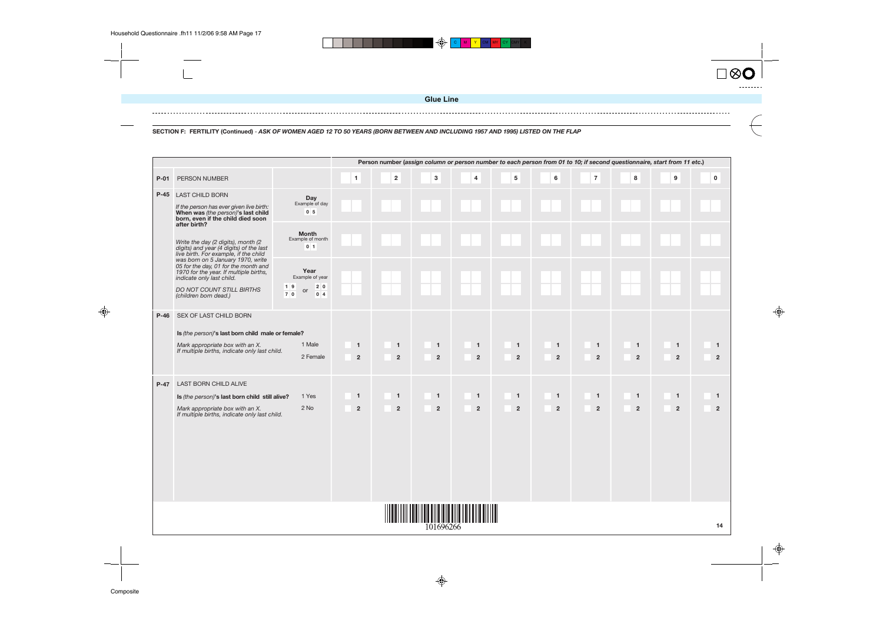Glue Line

**SECTION F: FERTILITY (Continued)** - ***ASK OF WOMEN AGED 12 TO 50 YEARS (BORN BETWEEN AND INCLUDING 1957 AND 1995) LISTED ON THE FLAP***

| | | | Person number (*assign column or person number to each person from 01 to 10; if second questionnaire, start from 11 etc.*) | | | | | | | | | |
|---|---|---|---|---|---|---|---|---|---|---|---|---|
| **P-01** | PERSON NUMBER | | 1 | 2 | 3 | 4 | 5 | 6 | 7 | 8 | 9 | 0 |
| **P-45** | LAST CHILD BORN<br>*If the person has ever given live birth:* **When was** *(the person)***'s last child born, even if the child died soon after birth?** | **Day**<br>Example of day<br>0 5 | | | | | | | | | | |
| | *Write the day (2 digits), month (2 digits) and year (4 digits) of the last live birth. For example, if the child was born on 5 January 1970, write 05 for the day, 01 for the month and 1970 for the year. If multiple births, indicate only last child.* | **Month**<br>Example of month<br>0 1 | | | | | | | | | | |
| | *DO NOT COUNT STILL BIRTHS (children born dead.)* | **Year**<br>Example of year<br>1 9 7 0 or 2 0 0 4 | | | | | | | | | | |
| **P-46** | SEX OF LAST CHILD BORN<br>**Is** *(the person)***'s last born child male or female?**<br>*Mark appropriate box with an X.*<br>*If multiple births, indicate only last child.* | 1 Male<br>2 Female | 1<br>2 | 1<br>2 | 1<br>2 | 1<br>2 | 1<br>2 | 1<br>2 | 1<br>2 | 1<br>2 | 1<br>2 | 1<br>2 |
| **P-47** | LAST BORN CHILD ALIVE<br>**Is** *(the person)***'s last born child still alive?**<br>*Mark appropriate box with an X.*<br>*If multiple births, indicate only last child.* | 1 Yes<br>2 No | 1<br>2 | 1<br>2 | 1<br>2 | 1<br>2 | 1<br>2 | 1<br>2 | 1<br>2 | 1<br>2 | 1<br>2 | 1<br>2 |

101696266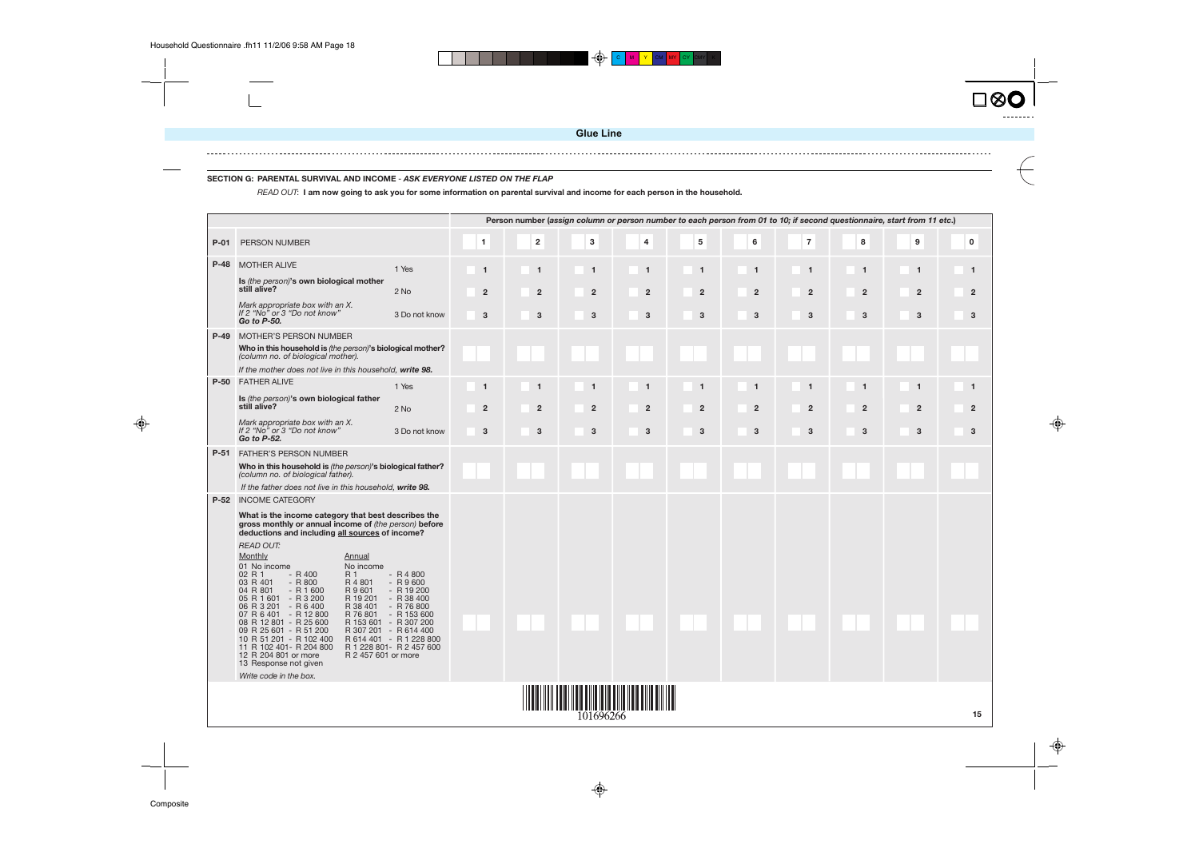Glue Line

### SECTION G: PARENTAL SURVIVAL AND INCOME - *ASK EVERYONE LISTED ON THE FLAP*

*READ OUT*: **I am now going to ask you for some information on parental survival and income for each person in the household.**

| | | Person number (*assign column or person number to each person from 01 to 10; if second questionnaire, start from 11 etc.*) | | | | | | | | | |
|---|---|---|---|---|---|---|---|---|---|---|---|
| **P-01** | PERSON NUMBER | 1 | 2 | 3 | 4 | 5 | 6 | 7 | 8 | 9 | 0 |
| **P-48** | MOTHER ALIVE<br>**Is** *(the person)***'s own biological mother still alive?**<br>*Mark appropriate box with an X. If 2 "No" or 3 "Do not know"* ***Go to P-50.***<br>1 Yes<br>2 No<br>3 Do not know | 1<br>2<br>3 | 1<br>2<br>3 | 1<br>2<br>3 | 1<br>2<br>3 | 1<br>2<br>3 | 1<br>2<br>3 | 1<br>2<br>3 | 1<br>2<br>3 | 1<br>2<br>3 | 1<br>2<br>3 |
| **P-49** | MOTHER'S PERSON NUMBER<br>**Who in this household is** *(the person)***'s biological mother?** *(column no. of biological mother).*<br>*If the mother does not live in this household,* ***write 98.*** | | | | | | | | | | |
| **P-50** | FATHER ALIVE<br>**Is** *(the person)***'s own biological father still alive?**<br>*Mark appropriate box with an X. If 2 "No" or 3 "Do not know"* ***Go to P-52.***<br>1 Yes<br>2 No<br>3 Do not know | 1<br>2<br>3 | 1<br>2<br>3 | 1<br>2<br>3 | 1<br>2<br>3 | 1<br>2<br>3 | 1<br>2<br>3 | 1<br>2<br>3 | 1<br>2<br>3 | 1<br>2<br>3 | 1<br>2<br>3 |
| **P-51** | FATHER'S PERSON NUMBER<br>**Who in this household is** *(the person)***'s biological father?** *(column no. of biological father).*<br>*If the father does not live in this household,* ***write 98.*** | | | | | | | | | | |
| **P-52** | INCOME CATEGORY<br>**What is the income category that best describes the gross monthly or annual income of** *(the person)* **before deductions and including all sources of income?**<br>*READ OUT:*<br>Monthly / Annual<br>01 No income / No income<br>02 R 1 - R 400 / R 1 - R 4 800<br>03 R 401 - R 800 / R 4 801 - R 9 600<br>04 R 801 - R 1 600 / R 9 601 - R 19 200<br>05 R 1 601 - R 3 200 / R 19 201 - R 38 400<br>06 R 3 201 - R 6 400 / R 38 401 - R 76 800<br>07 R 6 401 - R 12 800 / R 76 801 - R 153 600<br>08 R 12 801 - R 25 600 / R 153 601 - R 307 200<br>09 R 25 601 - R 51 200 / R 307 201 - R 614 400<br>10 R 51 201 - R 102 400 / R 614 401 - R 1 228 800<br>11 R 102 401- R 204 800 / R 1 228 801- R 2 457 600<br>12 R 204 801 or more / R 2 457 601 or more<br>13 Response not given<br>*Write code in the box.* | | | | | | | | | | |

101696266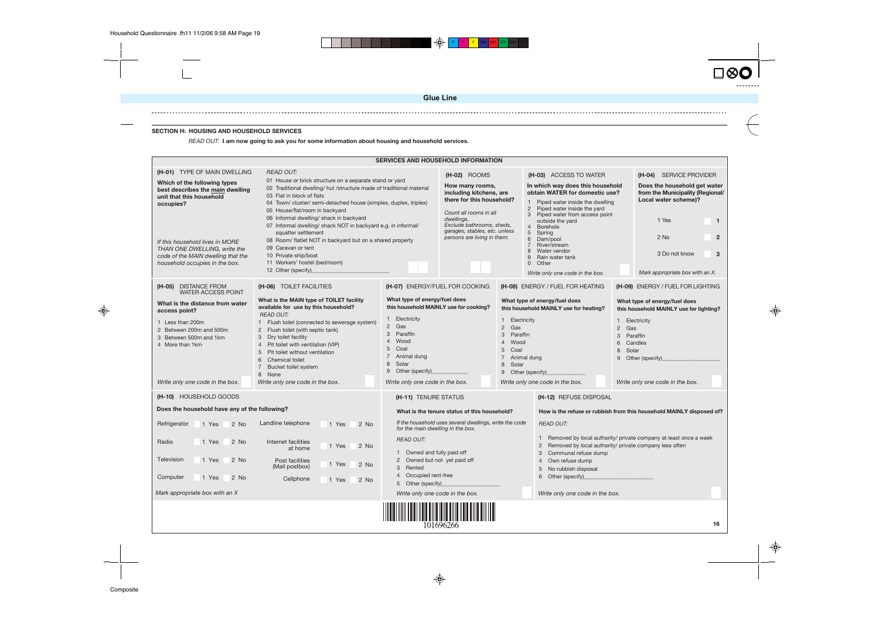## SECTION H: HOUSING AND HOUSEHOLD SERVICES

*READ OUT*: **I am now going to ask you for some information about housing and household services.**

### SERVICES AND HOUSEHOLD INFORMATION

**(H-01) TYPE OF MAIN DWELLING**

**Which of the following types best describes the main dwelling unit that this household occupies?**

*If this household lives in MORE THAN ONE DWELLING, write the code of the MAIN dwelling that the household occupies in the box.*

*READ OUT:*

- 01 House or brick structure on a separate stand or yard
- 02 Traditional dwelling/ hut /structure made of traditional material
- 03 Flat in block of flats
- 04 Town/ cluster/ semi-detached house (simplex, duplex, triplex)
- 05 House/flat/room in backyard
- 06 Informal dwelling/ shack in backyard
- 07 Informal dwelling/ shack NOT in backyard e.g. in informal/ squatter settlement
- 08 Room/ flatlet NOT in backyard but on a shared property
- 09 Caravan or tent
- 10 Private ship/boat
- 11 Workers' hostel (bed/room)
- 12 Other (specify)________________

**(H-02) ROOMS**

**How many rooms, including kitchens, are there for this household?**

*Count all rooms in all dwellings. Exclude bathrooms, sheds, garages, stables, etc. unless persons are living in them.*

**(H-03) ACCESS TO WATER**

**In which way does this household obtain WATER for domestic use?**

- 1 Piped water inside the dwelling
- 2 Piped water inside the yard
- 3 Piped water from access point outside the yard
- 4 Borehole
- 5 Spring
- 6 Dam/pool
- 7 River/stream
- 8 Water vendor
- 9 Rain water tank
- 0 Other

*Write only one code in the box.*

**(H-04) SERVICE PROVIDER**

**Does the household get water from the Municipality (Regional/ Local water scheme)?**

- 1 Yes — 1
- 2 No — 2
- 3 Do not know — 3

*Mark appropriate box with an X.*

**(H-05) DISTANCE FROM WATER ACCESS POINT**

**What is the distance from water access point?**

- 1 Less than 200m
- 2 Between 200m and 500m
- 3 Between 500m and 1km
- 4 More than 1km

*Write only one code in the box.*

**(H-06) TOILET FACILITIES**

**What is the MAIN type of TOILET facility available for use by this household?**

*READ OUT:*

- 1 Flush toilet (connected to sewerage system)
- 2 Flush toilet (with septic tank)
- 3 Dry toilet facility
- 4 Pit toilet with ventilation (VIP)
- 5 Pit toilet without ventilation
- 6 Chemical toilet
- 7 Bucket toilet system
- 8 None

*Write only one code in the box.*

**(H-07) ENERGY/FUEL FOR COOKING**

**What type of energy/fuel does this household MAINLY use for cooking?**

- 1 Electricity
- 2 Gas
- 3 Paraffin
- 4 Wood
- 5 Coal
- 7 Animal dung
- 8 Solar
- 9 Other (specify)____________

*Write only one code in the box.*

**(H-08) ENERGY / FUEL FOR HEATING**

**What type of energy/fuel does this household MAINLY use for heating?**

- 1 Electricity
- 2 Gas
- 3 Paraffin
- 4 Wood
- 5 Coal
- 7 Animal dung
- 8 Solar
- 9 Other (specify)____________

*Write only one code in the box.*

**(H-09) ENERGY / FUEL FOR LIGHTING**

**What type of energy/fuel does this household MAINLY use for lighting?**

- 1 Electricity
- 2 Gas
- 3 Paraffin
- 6 Candles
- 8 Solar
- 9 Other (specify)________________

*Write only one code in the box.*

**(H-10) HOUSEHOLD GOODS**

**Does the household have any of the following?**

| Item | Yes | No | Item | Yes | No |
|---|---|---|---|---|---|
| Refrigerator | 1 Yes | 2 No | Landline telephone | 1 Yes | 2 No |
| Radio | 1 Yes | 2 No | Internet facilities at home | 1 Yes | 2 No |
| Television | 1 Yes | 2 No | Post facilities (Mail postbox) | 1 Yes | 2 No |
| Computer | 1 Yes | 2 No | Cellphone | 1 Yes | 2 No |

*Mark appropriate box with an X*

**(H-11) TENURE STATUS**

**What is the tenure status of this household?**

*If the household uses several dwellings, write the code for the main dwelling in the box.*

*READ OUT:*

- 1 Owned and fully paid off
- 2 Owned but not yet paid off
- 3 Rented
- 4 Occupied rent-free
- 5 Other (specify)________________

*Write only one code in the box.*

**(H-12) REFUSE DISPOSAL**

**How is the refuse or rubbish from this household MAINLY disposed of?**

*READ OUT:*

- 1 Removed by local authority/ private company at least once a week
- 2 Removed by local authority/ private company less often
- 3 Communal refuse dump
- 4 Own refuse dump
- 5 No rubbish disposal
- 6 Other (specify)________________

*Write only one code in the box.*

101696266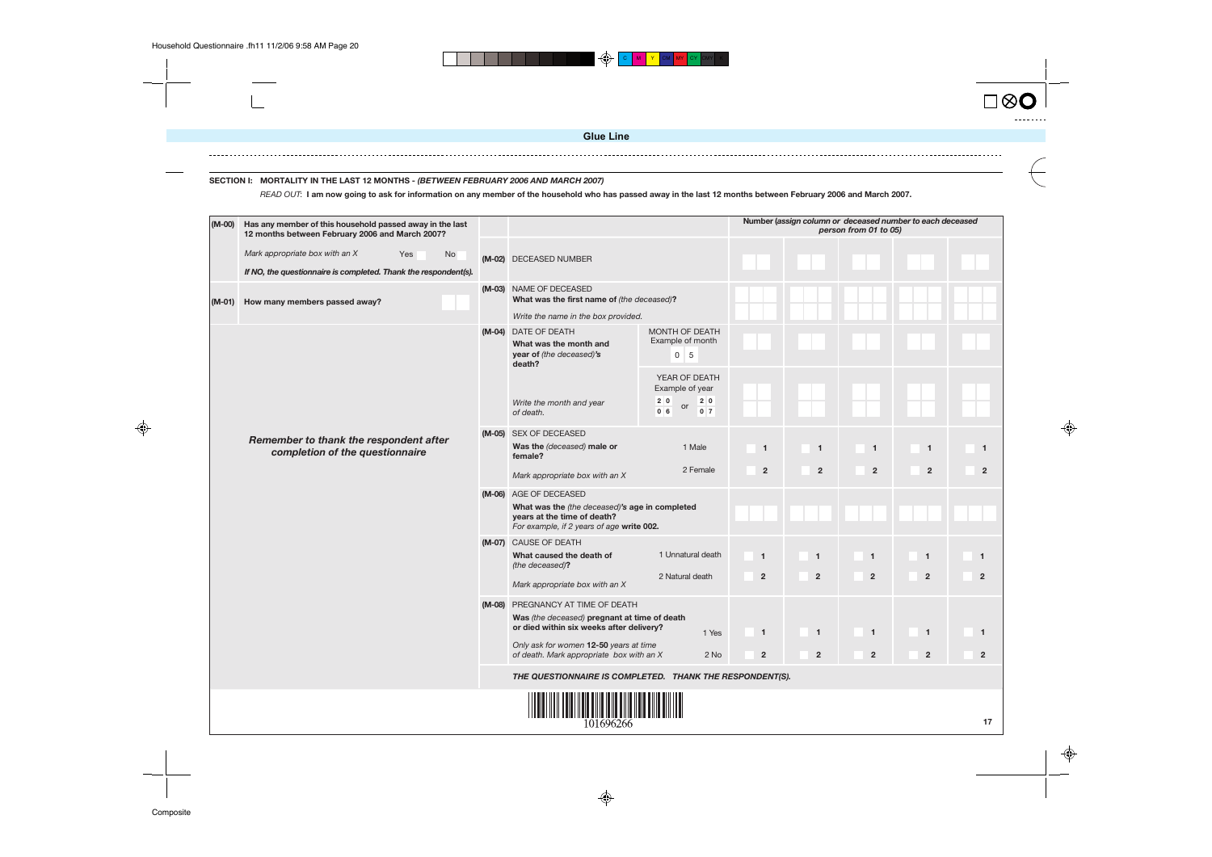Glue Line

## SECTION I: MORTALITY IN THE LAST 12 MONTHS - *(BETWEEN FEBRUARY 2006 AND MARCH 2007)*

*READ OUT*: **I am now going to ask for information on any member of the household who has passed away in the last 12 months between February 2006 and March 2007.**

| | | | | Number (*assign column or deceased number to each deceased person from 01 to 05*) | | | | |
|---|---|---|---|---|---|---|---|---|
| **(M-00)** | **Has any member of this household passed away in the last 12 months between February 2006 and March 2007?** <br> *Mark appropriate box with an X* Yes ☐ No ☐ <br> ***If NO, the questionnaire is completed. Thank the respondent(s).*** | **(M-02)** | DECEASED NUMBER | ☐☐ | ☐☐ | ☐☐ | ☐☐ | ☐☐ |
| **(M-01)** | **How many members passed away?** ☐☐ | **(M-03)** | NAME OF DECEASED <br> **What was the first name of** *(the deceased)***?** <br> *Write the name in the box provided.* | | | | | |
| | | **(M-04)** | DATE OF DEATH <br> **What was the month and year of** *(the deceased)***'s death?** <br> MONTH OF DEATH — Example of month: 0 5 | ☐☐ | ☐☐ | ☐☐ | ☐☐ | ☐☐ |
| | | | *Write the month and year of death.* <br> YEAR OF DEATH — Example of year: 20 06 or 20 07 | ☐☐ ☐☐ | ☐☐ ☐☐ | ☐☐ ☐☐ | ☐☐ ☐☐ | ☐☐ ☐☐ |
| | ***Remember to thank the respondent after completion of the questionnaire*** | **(M-05)** | SEX OF DECEASED <br> **Was the** *(deceased)* **male or female?** <br> *Mark appropriate box with an X* <br> 1 Male <br> 2 Female | ☐ 1 <br> ☐ 2 | ☐ 1 <br> ☐ 2 | ☐ 1 <br> ☐ 2 | ☐ 1 <br> ☐ 2 | ☐ 1 <br> ☐ 2 |
| | | **(M-06)** | AGE OF DECEASED <br> **What was the** *(the deceased)***'s age in completed years at the time of death?** <br> *For example, if 2 years of age* **write 002.** | ☐☐☐ | ☐☐☐ | ☐☐☐ | ☐☐☐ | ☐☐☐ |
| | | **(M-07)** | CAUSE OF DEATH <br> **What caused the death of** *(the deceased)***?** <br> *Mark appropriate box with an X* <br> 1 Unnatural death <br> 2 Natural death | ☐ 1 <br> ☐ 2 | ☐ 1 <br> ☐ 2 | ☐ 1 <br> ☐ 2 | ☐ 1 <br> ☐ 2 | ☐ 1 <br> ☐ 2 |
| | | **(M-08)** | PREGNANCY AT TIME OF DEATH <br> **Was** *(the deceased)* **pregnant at time of death or died within six weeks after delivery?** <br> *Only ask for women* **12-50** *years at time of death. Mark appropriate box with an X* <br> 1 Yes <br> 2 No | ☐ 1 <br> ☐ 2 | ☐ 1 <br> ☐ 2 | ☐ 1 <br> ☐ 2 | ☐ 1 <br> ☐ 2 | ☐ 1 <br> ☐ 2 |

***THE QUESTIONNAIRE IS COMPLETED. THANK THE RESPONDENT(S).***

101696266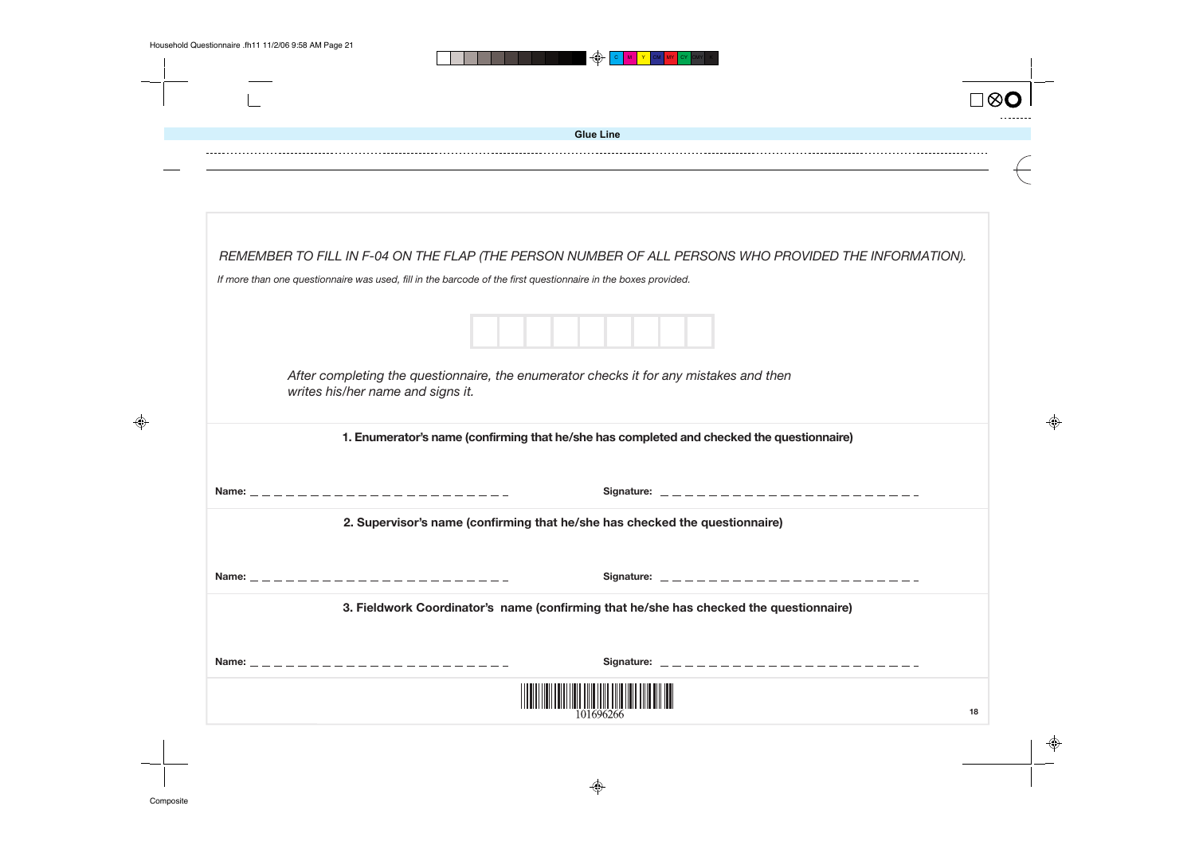Glue Line

*REMEMBER TO FILL IN F-04 ON THE FLAP (THE PERSON NUMBER OF ALL PERSONS WHO PROVIDED THE INFORMATION).*

*If more than one questionnaire was used, fill in the barcode of the first questionnaire in the boxes provided.*

| | | | | | | | | |
|---|---|---|---|---|---|---|---|---|
| | | | | | | | | |

*After completing the questionnaire, the enumerator checks it for any mistakes and then writes his/her name and signs it.*

**1. Enumerator's name (confirming that he/she has completed and checked the questionnaire)**

**Name:** _ _ _ _ _ _ _ _ _ _ _ _ _ _ _ _ _ _ _ _ _ _ **Signature:** _ _ _ _ _ _ _ _ _ _ _ _ _ _ _ _ _ _ _ _ _ _

**2. Supervisor's name (confirming that he/she has checked the questionnaire)**

**Name:** _ _ _ _ _ _ _ _ _ _ _ _ _ _ _ _ _ _ _ _ _ _ **Signature:** _ _ _ _ _ _ _ _ _ _ _ _ _ _ _ _ _ _ _ _ _ _

**3. Fieldwork Coordinator's name (confirming that he/she has checked the questionnaire)**

**Name:** _ _ _ _ _ _ _ _ _ _ _ _ _ _ _ _ _ _ _ _ _ _ **Signature:** _ _ _ _ _ _ _ _ _ _ _ _ _ _ _ _ _ _ _ _ _ _

101696266